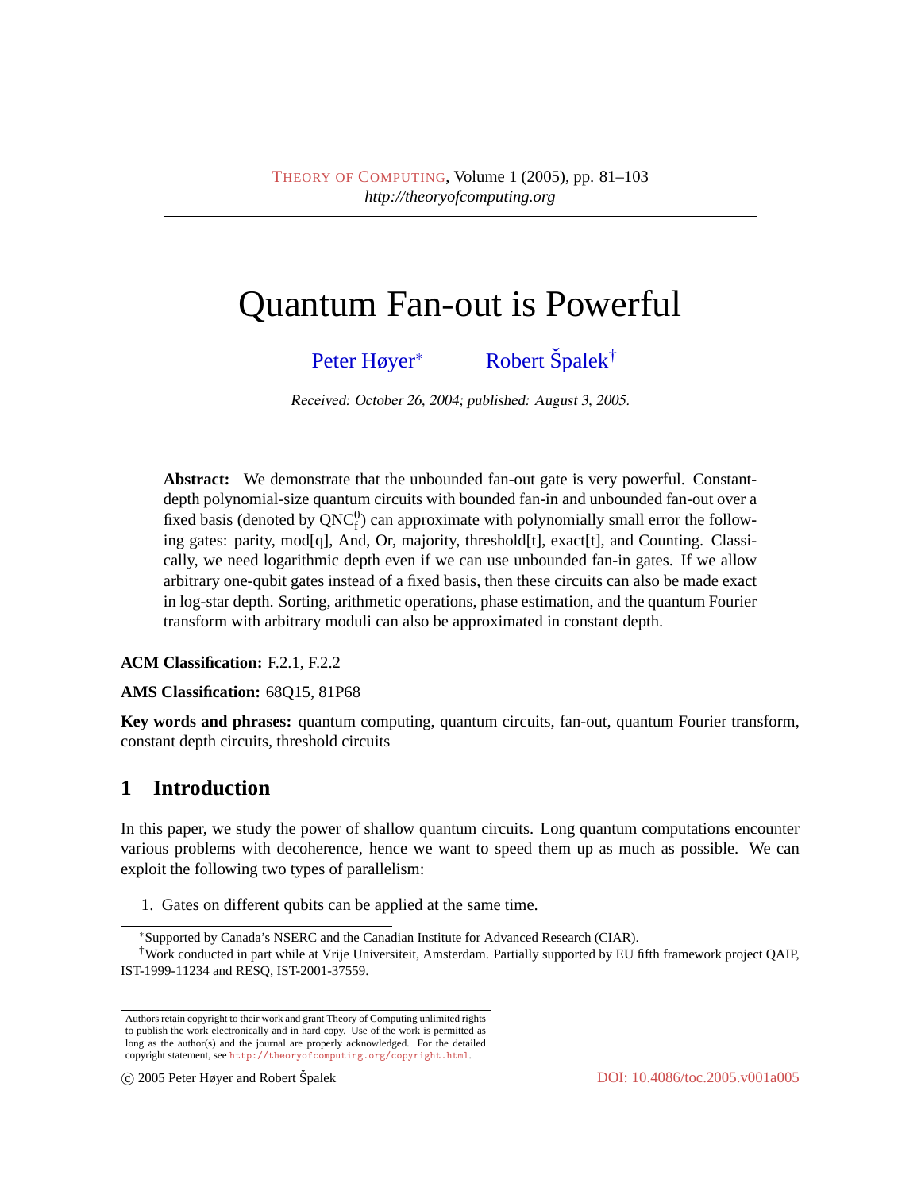# Quantum Fan-out is Powerful

Peter Høyer[*] Robert Špalek[†]

Received: October 26, 2004; published: August 3, 2005.

**Abstract:** We demonstrate that the unbounded fan-out gate is very powerful. Constant-depth polynomial-size quantum circuits with bounded fan-in and unbounded fan-out over a fixed basis (denoted by $\mathrm{QNC}_f^0$) can approximate with polynomially small error the following gates: parity, mod[q], And, Or, majority, threshold[t], exact[t], and Counting. Classically, we need logarithmic depth even if we can use unbounded fan-in gates. If we allow arbitrary one-qubit gates instead of a fixed basis, then these circuits can also be made exact in log-star depth. Sorting, arithmetic operations, phase estimation, and the quantum Fourier transform with arbitrary moduli can also be approximated in constant depth.

**ACM Classification:** F.2.1, F.2.2

**AMS Classification:** 68Q15, 81P68

**Key words and phrases:** quantum computing, quantum circuits, fan-out, quantum Fourier transform, constant depth circuits, threshold circuits

## 1 Introduction

In this paper, we study the power of shallow quantum circuits. Long quantum computations encounter various problems with decoherence, hence we want to speed them up as much as possible. We can exploit the following two types of parallelism:

1. Gates on different qubits can be applied at the same time.

[*] Supported by Canada's NSERC and the Canadian Institute for Advanced Research (CIAR).

[†] Work conducted in part while at Vrije Universiteit, Amsterdam. Partially supported by EU fifth framework project QAIP, IST-1999-11234 and RESQ, IST-2001-37559.

Authors retain copyright to their work and grant Theory of Computing unlimited rights to publish the work electronically and in hard copy. Use of the work is permitted as long as the author(s) and the journal are properly acknowledged. For the detailed copyright statement, see http://theoryofcomputing.org/copyright.html.

© 2005 Peter Høyer and Robert Špalek DOI: 10.4086/toc.2005.v001a005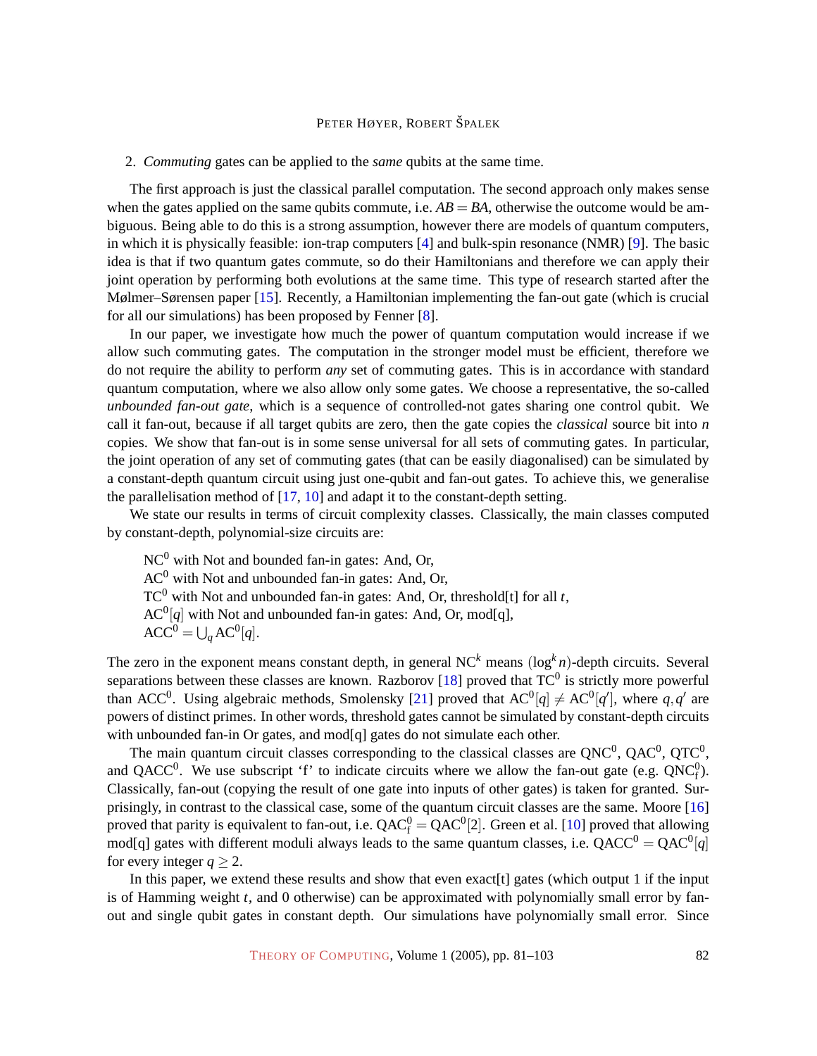2. *Commuting* gates can be applied to the *same* qubits at the same time.

The first approach is just the classical parallel computation. The second approach only makes sense when the gates applied on the same qubits commute, i.e. $AB = BA$, otherwise the outcome would be ambiguous. Being able to do this is a strong assumption, however there are models of quantum computers, in which it is physically feasible: ion-trap computers [4] and bulk-spin resonance (NMR) [9]. The basic idea is that if two quantum gates commute, so do their Hamiltonians and therefore we can apply their joint operation by performing both evolutions at the same time. This type of research started after the Mølmer–Sørensen paper [15]. Recently, a Hamiltonian implementing the fan-out gate (which is crucial for all our simulations) has been proposed by Fenner [8].

In our paper, we investigate how much the power of quantum computation would increase if we allow such commuting gates. The computation in the stronger model must be efficient, therefore we do not require the ability to perform *any* set of commuting gates. This is in accordance with standard quantum computation, where we also allow only some gates. We choose a representative, the so-called *unbounded fan-out gate*, which is a sequence of controlled-not gates sharing one control qubit. We call it fan-out, because if all target qubits are zero, then the gate copies the *classical* source bit into $n$ copies. We show that fan-out is in some sense universal for all sets of commuting gates. In particular, the joint operation of any set of commuting gates (that can be easily diagonalised) can be simulated by a constant-depth quantum circuit using just one-qubit and fan-out gates. To achieve this, we generalise the parallelisation method of [17, 10] and adapt it to the constant-depth setting.

We state our results in terms of circuit complexity classes. Classically, the main classes computed by constant-depth, polynomial-size circuits are:

$\mathrm{NC}^0$ with Not and bounded fan-in gates: And, Or,
$\mathrm{AC}^0$ with Not and unbounded fan-in gates: And, Or,
$\mathrm{TC}^0$ with Not and unbounded fan-in gates: And, Or, threshold[t] for all $t$,
$\mathrm{AC}^0[q]$ with Not and unbounded fan-in gates: And, Or, mod[q],
$\mathrm{ACC}^0 = \bigcup_q \mathrm{AC}^0[q]$.

The zero in the exponent means constant depth, in general $\mathrm{NC}^k$ means $(\log^k n)$-depth circuits. Several separations between these classes are known. Razborov [18] proved that $\mathrm{TC}^0$ is strictly more powerful than $\mathrm{ACC}^0$. Using algebraic methods, Smolensky [21] proved that $\mathrm{AC}^0[q] \neq \mathrm{AC}^0[q']$, where $q, q'$ are powers of distinct primes. In other words, threshold gates cannot be simulated by constant-depth circuits with unbounded fan-in Or gates, and mod[q] gates do not simulate each other.

The main quantum circuit classes corresponding to the classical classes are $\mathrm{QNC}^0$, $\mathrm{QAC}^0$, $\mathrm{QTC}^0$, and $\mathrm{QACC}^0$. We use subscript 'f' to indicate circuits where we allow the fan-out gate (e.g. $\mathrm{QNC}^0_\mathrm{f}$). Classically, fan-out (copying the result of one gate into inputs of other gates) is taken for granted. Surprisingly, in contrast to the classical case, some of the quantum circuit classes are the same. Moore [16] proved that parity is equivalent to fan-out, i.e. $\mathrm{QAC}^0_\mathrm{f} = \mathrm{QAC}^0[2]$. Green et al. [10] proved that allowing mod[q] gates with different moduli always leads to the same quantum classes, i.e. $\mathrm{QACC}^0 = \mathrm{QAC}^0[q]$ for every integer $q \geq 2$.

In this paper, we extend these results and show that even exact[t] gates (which output 1 if the input is of Hamming weight $t$, and 0 otherwise) can be approximated with polynomially small error by fan-out and single qubit gates in constant depth. Our simulations have polynomially small error. Since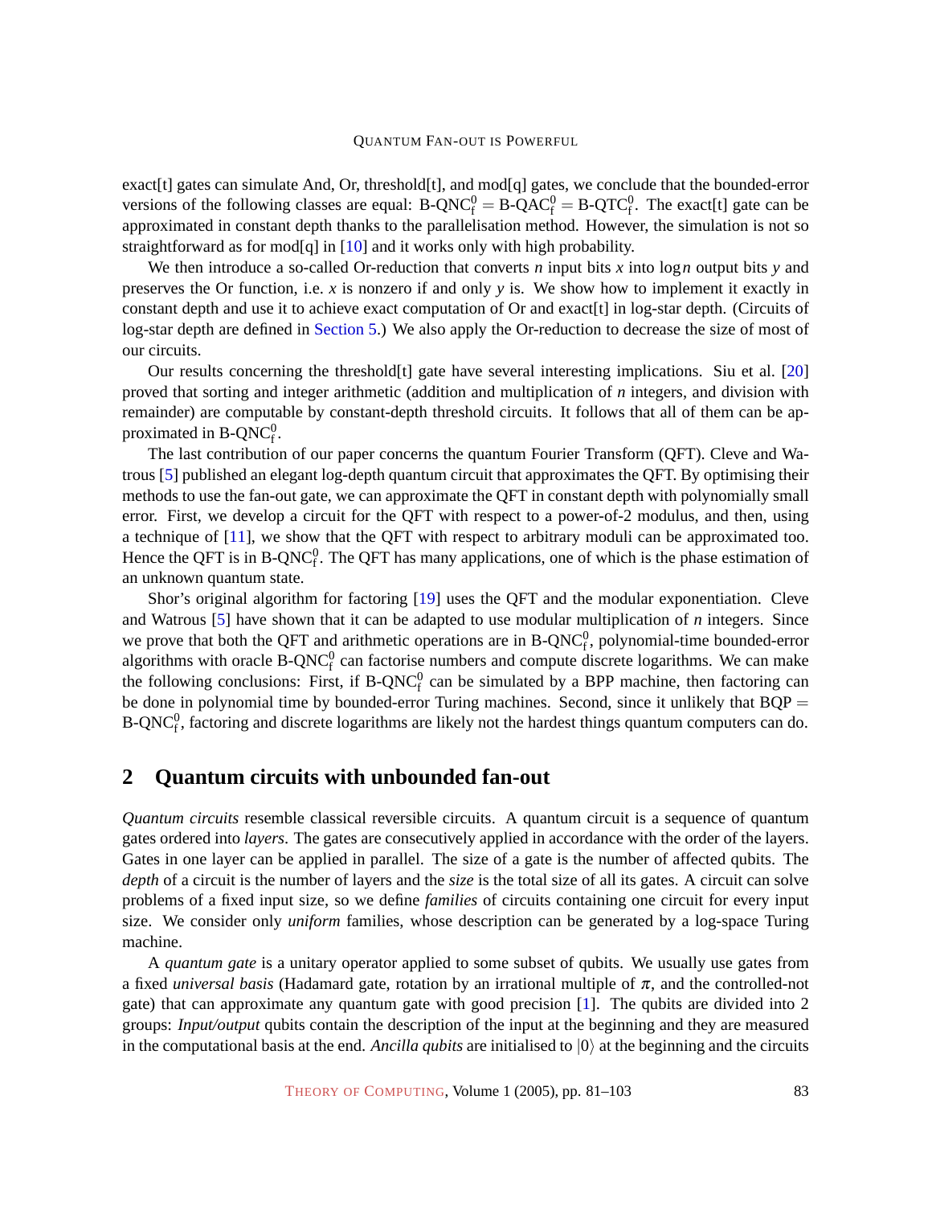exact[t] gates can simulate And, Or, threshold[t], and mod[q] gates, we conclude that the bounded-error versions of the following classes are equal: $\text{B-QNC}^0_\text{f} = \text{B-QAC}^0_\text{f} = \text{B-QTC}^0_\text{f}$. The exact[t] gate can be approximated in constant depth thanks to the parallelisation method. However, the simulation is not so straightforward as for mod[q] in [10] and it works only with high probability.

We then introduce a so-called Or-reduction that converts $n$ input bits $x$ into $\log n$ output bits $y$ and preserves the Or function, i.e. $x$ is nonzero if and only $y$ is. We show how to implement it exactly in constant depth and use it to achieve exact computation of Or and exact[t] in log-star depth. (Circuits of log-star depth are defined in Section 5.) We also apply the Or-reduction to decrease the size of most of our circuits.

Our results concerning the threshold[t] gate have several interesting implications. Siu et al. [20] proved that sorting and integer arithmetic (addition and multiplication of $n$ integers, and division with remainder) are computable by constant-depth threshold circuits. It follows that all of them can be approximated in $\text{B-QNC}^0_\text{f}$.

The last contribution of our paper concerns the quantum Fourier Transform (QFT). Cleve and Watrous [5] published an elegant log-depth quantum circuit that approximates the QFT. By optimising their methods to use the fan-out gate, we can approximate the QFT in constant depth with polynomially small error. First, we develop a circuit for the QFT with respect to a power-of-2 modulus, and then, using a technique of [11], we show that the QFT with respect to arbitrary moduli can be approximated too. Hence the QFT is in $\text{B-QNC}^0_\text{f}$. The QFT has many applications, one of which is the phase estimation of an unknown quantum state.

Shor's original algorithm for factoring [19] uses the QFT and the modular exponentiation. Cleve and Watrous [5] have shown that it can be adapted to use modular multiplication of $n$ integers. Since we prove that both the QFT and arithmetic operations are in $\text{B-QNC}^0_\text{f}$, polynomial-time bounded-error algorithms with oracle $\text{B-QNC}^0_\text{f}$ can factorise numbers and compute discrete logarithms. We can make the following conclusions: First, if $\text{B-QNC}^0_\text{f}$ can be simulated by a BPP machine, then factoring can be done in polynomial time by bounded-error Turing machines. Second, since it unlikely that $\text{BQP} = \text{B-QNC}^0_\text{f}$, factoring and discrete logarithms are likely not the hardest things quantum computers can do.

## 2 Quantum circuits with unbounded fan-out

*Quantum circuits* resemble classical reversible circuits. A quantum circuit is a sequence of quantum gates ordered into *layers*. The gates are consecutively applied in accordance with the order of the layers. Gates in one layer can be applied in parallel. The size of a gate is the number of affected qubits. The *depth* of a circuit is the number of layers and the *size* is the total size of all its gates. A circuit can solve problems of a fixed input size, so we define *families* of circuits containing one circuit for every input size. We consider only *uniform* families, whose description can be generated by a log-space Turing machine.

A *quantum gate* is a unitary operator applied to some subset of qubits. We usually use gates from a fixed *universal basis* (Hadamard gate, rotation by an irrational multiple of $\pi$, and the controlled-not gate) that can approximate any quantum gate with good precision [1]. The qubits are divided into 2 groups: *Input/output* qubits contain the description of the input at the beginning and they are measured in the computational basis at the end. *Ancilla qubits* are initialised to $|0\rangle$ at the beginning and the circuits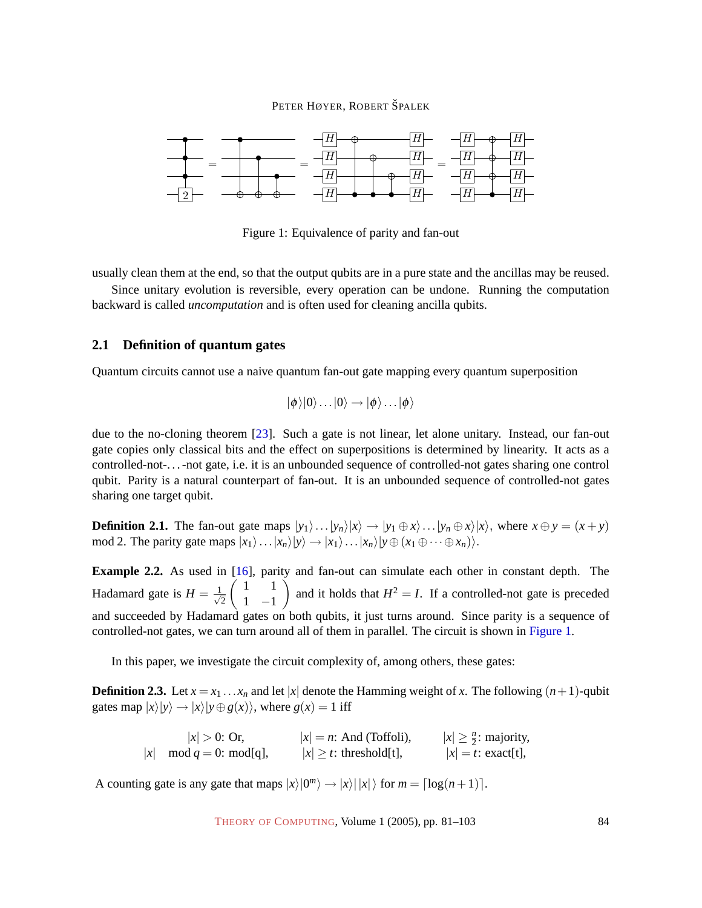Figure 1: Equivalence of parity and fan-out

usually clean them at the end, so that the output qubits are in a pure state and the ancillas may be reused.

Since unitary evolution is reversible, every operation can be undone. Running the computation backward is called *uncomputation* and is often used for cleaning ancilla qubits.

### 2.1 Definition of quantum gates

Quantum circuits cannot use a naive quantum fan-out gate mapping every quantum superposition

$$|\phi\rangle|0\rangle\dots|0\rangle \to |\phi\rangle\dots|\phi\rangle$$

due to the no-cloning theorem [23]. Such a gate is not linear, let alone unitary. Instead, our fan-out gate copies only classical bits and the effect on superpositions is determined by linearity. It acts as a controlled-not-…-not gate, i.e. it is an unbounded sequence of controlled-not gates sharing one control qubit. Parity is a natural counterpart of fan-out. It is an unbounded sequence of controlled-not gates sharing one target qubit.

**Definition 2.1.** The fan-out gate maps $|y_1\rangle\dots|y_n\rangle|x\rangle \to |y_1 \oplus x\rangle\dots|y_n \oplus x\rangle|x\rangle$, where $x \oplus y = (x+y) \bmod 2$. The parity gate maps $|x_1\rangle\dots|x_n\rangle|y\rangle \to |x_1\rangle\dots|x_n\rangle|y \oplus (x_1 \oplus \dots \oplus x_n)\rangle$.

**Example 2.2.** As used in [16], parity and fan-out can simulate each other in constant depth. The Hadamard gate is $H = \frac{1}{\sqrt{2}}\begin{pmatrix} 1 & 1 \\ 1 & -1 \end{pmatrix}$ and it holds that $H^2 = I$. If a controlled-not gate is preceded and succeeded by Hadamard gates on both qubits, it just turns around. Since parity is a sequence of controlled-not gates, we can turn around all of them in parallel. The circuit is shown in Figure 1.

In this paper, we investigate the circuit complexity of, among others, these gates:

**Definition 2.3.** Let $x = x_1 \dots x_n$ and let $|x|$ denote the Hamming weight of $x$. The following $(n+1)$-qubit gates map $|x\rangle|y\rangle \to |x\rangle|y \oplus g(x)\rangle$, where $g(x) = 1$ iff

| | | |
|---|---|---|
| $\lvert x\rvert > 0$: Or, | $\lvert x\rvert = n$: And (Toffoli), | $\lvert x\rvert \geq \frac{n}{2}$: majority, |
| $\lvert x\rvert \mod q = 0$: mod[q], | $\lvert x\rvert \geq t$: threshold[t], | $\lvert x\rvert = t$: exact[t], |

A counting gate is any gate that maps $|x\rangle|0^m\rangle \to |x\rangle|\,|x|\,\rangle$ for $m = \lceil \log(n+1) \rceil$.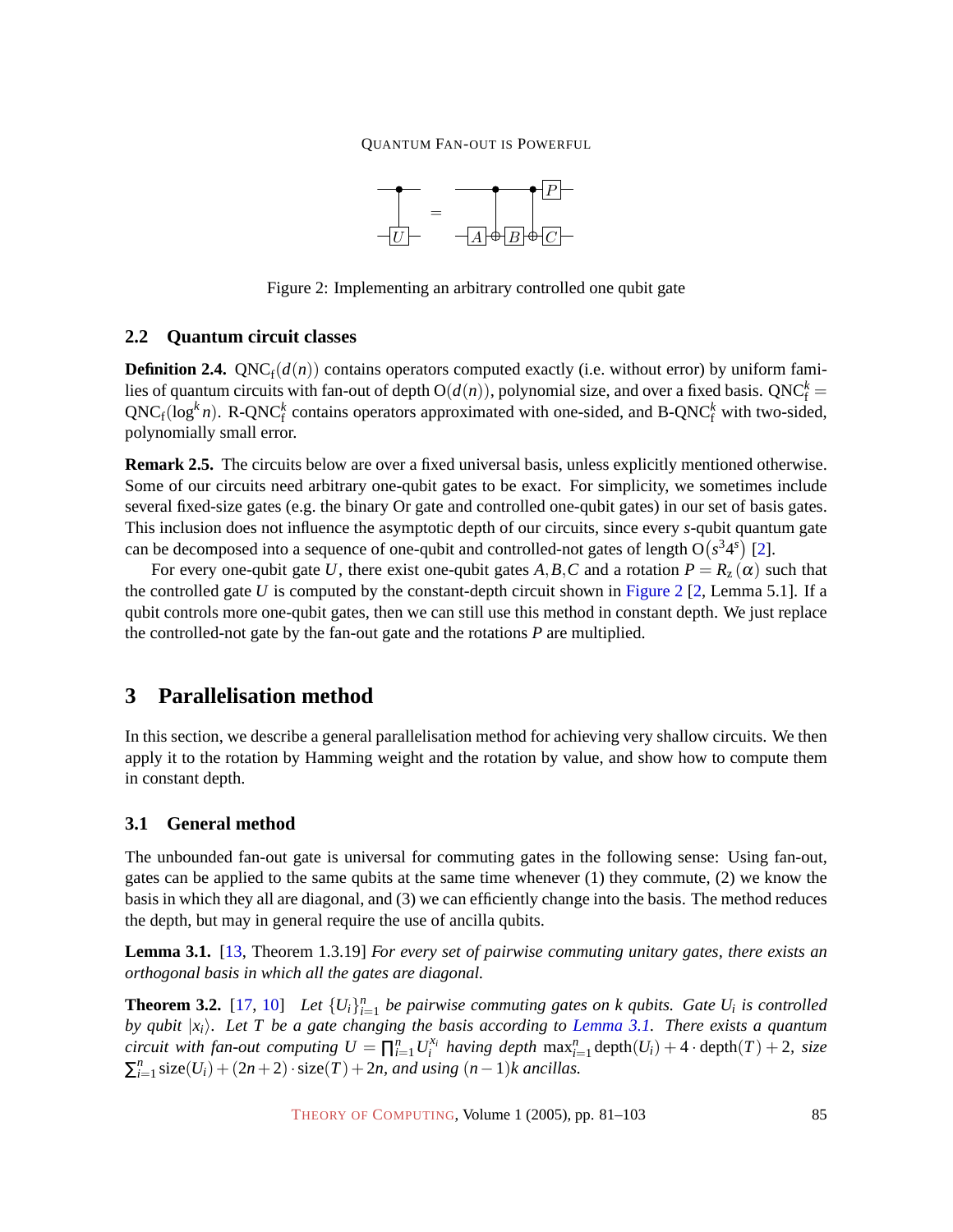Figure 2: Implementing an arbitrary controlled one qubit gate

### 2.2 Quantum circuit classes

**Definition 2.4.** $\mathrm{QNC_f}(d(n))$ contains operators computed exactly (i.e. without error) by uniform families of quantum circuits with fan-out of depth $\mathrm{O}(d(n))$, polynomial size, and over a fixed basis. $\mathrm{QNC_f^k} = \mathrm{QNC_f}(\log^k n)$. R-$\mathrm{QNC_f^k}$ contains operators approximated with one-sided, and B-$\mathrm{QNC_f^k}$ with two-sided, polynomially small error.

**Remark 2.5.** The circuits below are over a fixed universal basis, unless explicitly mentioned otherwise. Some of our circuits need arbitrary one-qubit gates to be exact. For simplicity, we sometimes include several fixed-size gates (e.g. the binary Or gate and controlled one-qubit gates) in our set of basis gates. This inclusion does not influence the asymptotic depth of our circuits, since every $s$-qubit quantum gate can be decomposed into a sequence of one-qubit and controlled-not gates of length $\mathrm{O}(s^3 4^s)$ [2].

For every one-qubit gate $U$, there exist one-qubit gates $A, B, C$ and a rotation $P = R_z(\alpha)$ such that the controlled gate $U$ is computed by the constant-depth circuit shown in Figure 2 [2, Lemma 5.1]. If a qubit controls more one-qubit gates, then we can still use this method in constant depth. We just replace the controlled-not gate by the fan-out gate and the rotations $P$ are multiplied.

## 3 Parallelisation method

In this section, we describe a general parallelisation method for achieving very shallow circuits. We then apply it to the rotation by Hamming weight and the rotation by value, and show how to compute them in constant depth.

### 3.1 General method

The unbounded fan-out gate is universal for commuting gates in the following sense: Using fan-out, gates can be applied to the same qubits at the same time whenever (1) they commute, (2) we know the basis in which they all are diagonal, and (3) we can efficiently change into the basis. The method reduces the depth, but may in general require the use of ancilla qubits.

**Lemma 3.1.** [13, Theorem 1.3.19] *For every set of pairwise commuting unitary gates, there exists an orthogonal basis in which all the gates are diagonal.*

**Theorem 3.2.** [17, 10] *Let $\{U_i\}_{i=1}^n$ be pairwise commuting gates on $k$ qubits. Gate $U_i$ is controlled by qubit $|x_i\rangle$. Let $T$ be a gate changing the basis according to Lemma 3.1. There exists a quantum circuit with fan-out computing $U = \prod_{i=1}^n U_i^{x_i}$ having depth $\max_{i=1}^n \mathrm{depth}(U_i) + 4 \cdot \mathrm{depth}(T) + 2$, size $\sum_{i=1}^n \mathrm{size}(U_i) + (2n+2) \cdot \mathrm{size}(T) + 2n$, and using $(n-1)k$ ancillas.*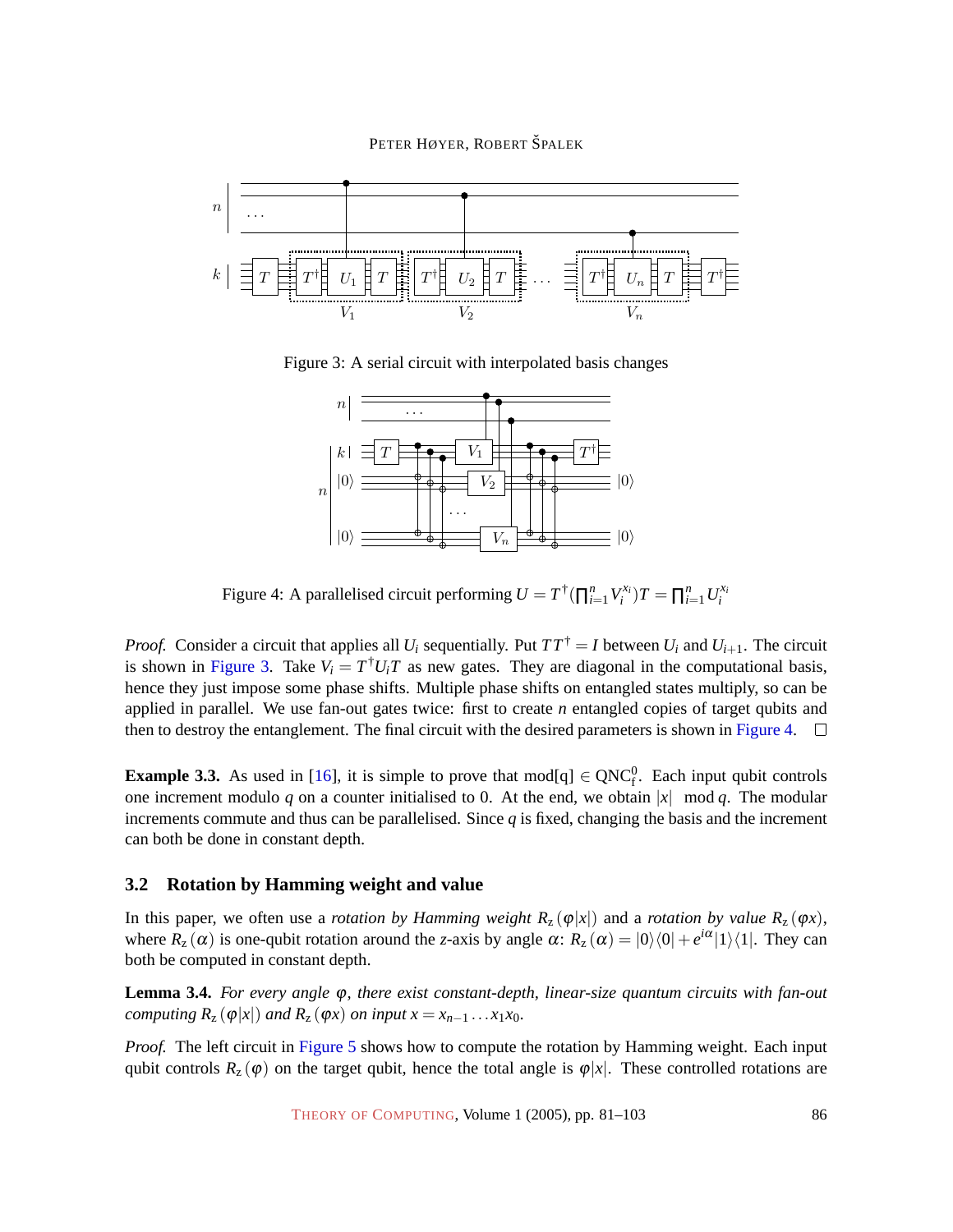Figure 3: A serial circuit with interpolated basis changes

Figure 4: A parallelised circuit performing $U = T^\dagger(\prod_{i=1}^n V_i^{x_i})T = \prod_{i=1}^n U_i^{x_i}$

*Proof.* Consider a circuit that applies all $U_i$ sequentially. Put $TT^\dagger = I$ between $U_i$ and $U_{i+1}$. The circuit is shown in Figure 3. Take $V_i = T^\dagger U_i T$ as new gates. They are diagonal in the computational basis, hence they just impose some phase shifts. Multiple phase shifts on entangled states multiply, so can be applied in parallel. We use fan-out gates twice: first to create $n$ entangled copies of target qubits and then to destroy the entanglement. The final circuit with the desired parameters is shown in Figure 4. □

**Example 3.3.** As used in [16], it is simple to prove that mod[q] $\in \mathrm{QNC}_\mathrm{f}^0$. Each input qubit controls one increment modulo $q$ on a counter initialised to 0. At the end, we obtain $|x| \mod q$. The modular increments commute and thus can be parallelised. Since $q$ is fixed, changing the basis and the increment can both be done in constant depth.

### 3.2 Rotation by Hamming weight and value

In this paper, we often use a *rotation by Hamming weight* $R_z(\varphi|x|)$ and a *rotation by value* $R_z(\varphi x)$, where $R_z(\alpha)$ is one-qubit rotation around the $z$-axis by angle $\alpha$: $R_z(\alpha) = |0\rangle\langle 0| + e^{i\alpha}|1\rangle\langle 1|$. They can both be computed in constant depth.

**Lemma 3.4.** *For every angle $\varphi$, there exist constant-depth, linear-size quantum circuits with fan-out computing $R_z(\varphi|x|)$ and $R_z(\varphi x)$ on input $x = x_{n-1}\dots x_1 x_0$.*

*Proof.* The left circuit in Figure 5 shows how to compute the rotation by Hamming weight. Each input qubit controls $R_z(\varphi)$ on the target qubit, hence the total angle is $\varphi|x|$. These controlled rotations are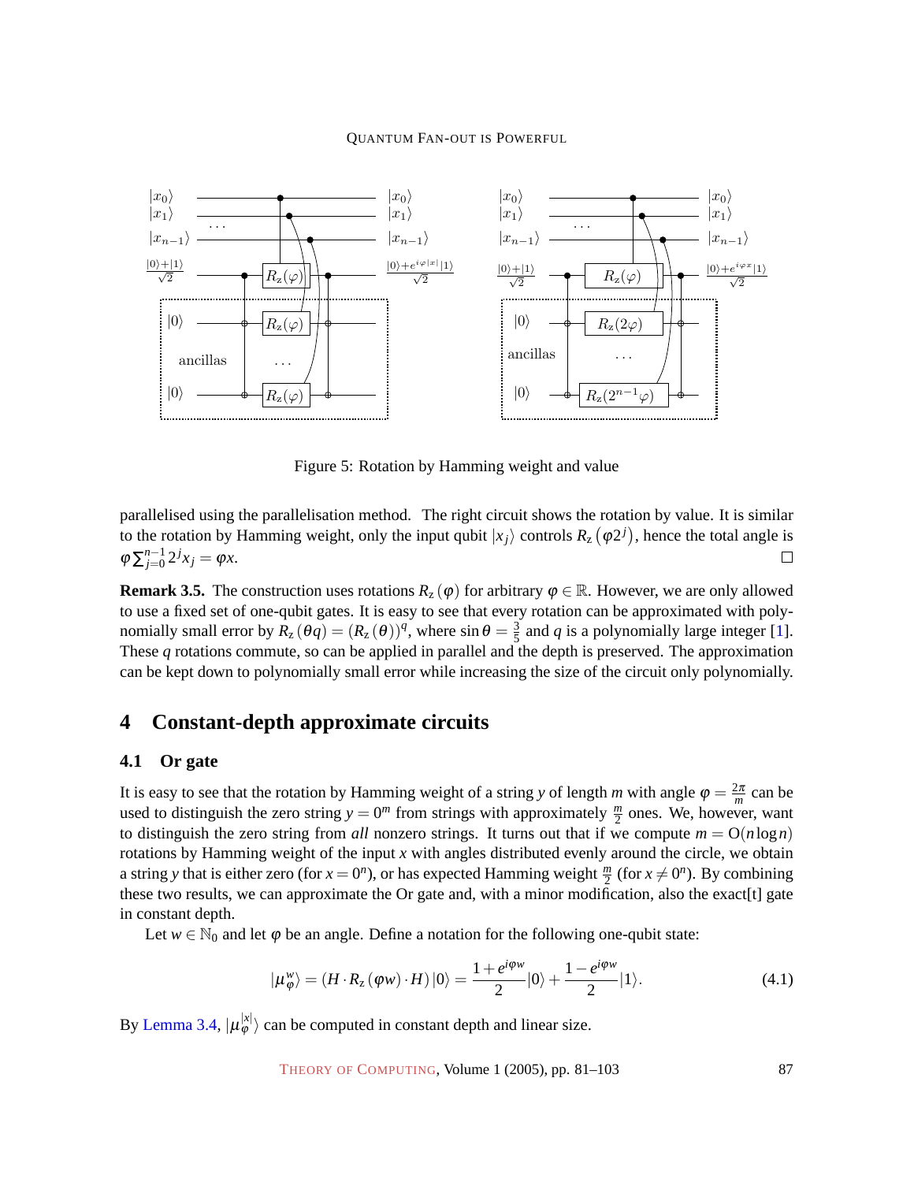Figure 5: Rotation by Hamming weight and value

parallelised using the parallelisation method. The right circuit shows the rotation by value. It is similar to the rotation by Hamming weight, only the input qubit $|x_j\rangle$ controls $R_z\left(\varphi 2^j\right)$, hence the total angle is $\varphi \sum_{j=0}^{n-1} 2^j x_j = \varphi x$. □

**Remark 3.5.** The construction uses rotations $R_z(\varphi)$ for arbitrary $\varphi \in \mathbb{R}$. However, we are only allowed to use a fixed set of one-qubit gates. It is easy to see that every rotation can be approximated with polynomially small error by $R_z(\theta q) = (R_z(\theta))^q$, where $\sin\theta = \frac{3}{5}$ and $q$ is a polynomially large integer [1]. These $q$ rotations commute, so can be applied in parallel and the depth is preserved. The approximation can be kept down to polynomially small error while increasing the size of the circuit only polynomially.

## 4 Constant-depth approximate circuits

### 4.1 Or gate

It is easy to see that the rotation by Hamming weight of a string $y$ of length $m$ with angle $\varphi = \frac{2\pi}{m}$ can be used to distinguish the zero string $y = 0^m$ from strings with approximately $\frac{m}{2}$ ones. We, however, want to distinguish the zero string from *all* nonzero strings. It turns out that if we compute $m = \mathrm{O}(n \log n)$ rotations by Hamming weight of the input $x$ with angles distributed evenly around the circle, we obtain a string $y$ that is either zero (for $x = 0^n$), or has expected Hamming weight $\frac{m}{2}$ (for $x \neq 0^n$). By combining these two results, we can approximate the Or gate and, with a minor modification, also the exact[t] gate in constant depth.

Let $w \in \mathbb{N}_0$ and let $\varphi$ be an angle. Define a notation for the following one-qubit state:

$$|\mu_\varphi^w\rangle = (H \cdot R_z(\varphi w) \cdot H)\,|0\rangle = \frac{1+e^{i\varphi w}}{2}|0\rangle + \frac{1-e^{i\varphi w}}{2}|1\rangle. \tag{4.1}$$

By Lemma 3.4, $|\mu_\varphi^{|x|}\rangle$ can be computed in constant depth and linear size.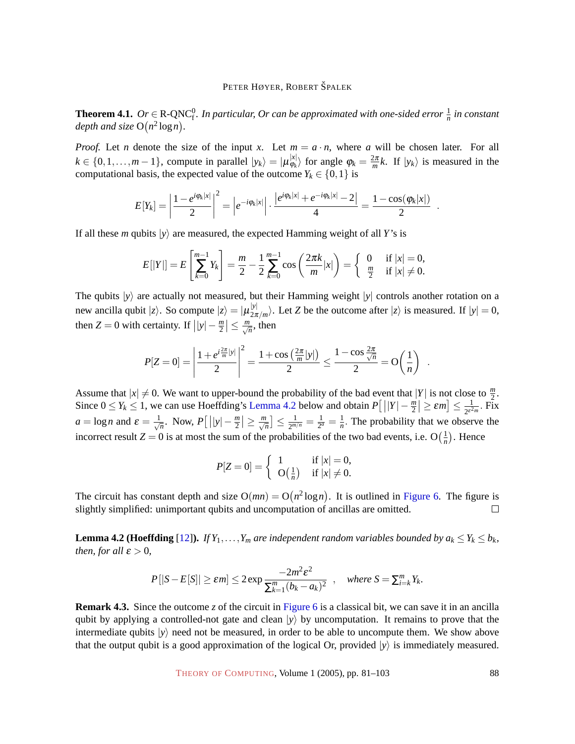**Theorem 4.1.** *Or* $\in$ R-QNC$^0_f$. *In particular, Or can be approximated with one-sided error* $\frac{1}{n}$ *in constant depth and size* $O(n^2 \log n)$.

*Proof.* Let $n$ denote the size of the input $x$. Let $m = a \cdot n$, where $a$ will be chosen later. For all $k \in \{0, 1, \ldots, m-1\}$, compute in parallel $|y_k\rangle = |\mu^{|x|}_{\varphi_k}\rangle$ for angle $\varphi_k = \frac{2\pi}{m} k$. If $|y_k\rangle$ is measured in the computational basis, the expected value of the outcome $Y_k \in \{0,1\}$ is

$$E[Y_k] = \left| \frac{1 - e^{i\varphi_k |x|}}{2} \right|^2 = \left| e^{-i\varphi_k |x|} \right| \cdot \frac{\left| e^{i\varphi_k |x|} + e^{-i\varphi_k |x|} - 2 \right|}{4} = \frac{1 - \cos(\varphi_k |x|)}{2} \quad .$$

If all these $m$ qubits $|y\rangle$ are measured, the expected Hamming weight of all $Y$'s is

$$E[|Y|] = E\left[\sum_{k=0}^{m-1} Y_k\right] = \frac{m}{2} - \frac{1}{2}\sum_{k=0}^{m-1} \cos\left(\frac{2\pi k}{m}|x|\right) = \begin{cases} 0 & \text{if } |x| = 0, \\ \frac{m}{2} & \text{if } |x| \neq 0. \end{cases}$$

The qubits $|y\rangle$ are actually not measured, but their Hamming weight $|y|$ controls another rotation on a new ancilla qubit $|z\rangle$. So compute $|z\rangle = |\mu^{|y|}_{2\pi/m}\rangle$. Let $Z$ be the outcome after $|z\rangle$ is measured. If $|y| = 0$, then $Z = 0$ with certainty. If $\left||y| - \frac{m}{2}\right| \le \frac{m}{\sqrt{n}}$, then

$$P[Z = 0] = \left| \frac{1 + e^{i\frac{2\pi}{m}|y|}}{2} \right|^2 = \frac{1 + \cos\left(\frac{2\pi}{m}|y|\right)}{2} \le \frac{1 - \cos\frac{2\pi}{\sqrt{n}}}{2} = O\left(\frac{1}{n}\right) \quad .$$

Assume that $|x| \neq 0$. We want to upper-bound the probability of the bad event that $|Y|$ is not close to $\frac{m}{2}$. Since $0 \le Y_k \le 1$, we can use Hoeffding's Lemma 4.2 below and obtain $P\left[\left||Y| - \frac{m}{2}\right| \ge \varepsilon m\right] \le \frac{1}{2^{\varepsilon^2 m}}$. Fix $a = \log n$ and $\varepsilon = \frac{1}{\sqrt{n}}$. Now, $P\left[\left||y| - \frac{m}{2}\right| \ge \frac{m}{\sqrt{n}}\right] \le \frac{1}{2^{m/n}} = \frac{1}{2^a} = \frac{1}{n}$. The probability that we observe the incorrect result $Z = 0$ is at most the sum of the probabilities of the two bad events, i.e. $O\left(\frac{1}{n}\right)$. Hence

$$P[Z = 0] = \begin{cases} 1 & \text{if } |x| = 0, \\ O\left(\frac{1}{n}\right) & \text{if } |x| \neq 0. \end{cases}$$

The circuit has constant depth and size $O(mn) = O(n^2 \log n)$. It is outlined in Figure 6. The figure is slightly simplified: unimportant qubits and uncomputation of ancillas are omitted. $\square$

**Lemma 4.2 (Hoeffding [12]).** *If* $Y_1, \ldots, Y_m$ *are independent random variables bounded by* $a_k \le Y_k \le b_k$*, then, for all* $\varepsilon > 0$,

$$P[|S - E[S]| \ge \varepsilon m] \le 2\exp\frac{-2m^2\varepsilon^2}{\sum_{k=1}^m (b_k - a_k)^2} \quad , \quad \textit{where } S = \sum_{i=k}^m Y_k.$$

**Remark 4.3.** Since the outcome $z$ of the circuit in Figure 6 is a classical bit, we can save it in an ancilla qubit by applying a controlled-not gate and clean $|y\rangle$ by uncomputation. It remains to prove that the intermediate qubits $|y\rangle$ need not be measured, in order to be able to uncompute them. We show above that the output qubit is a good approximation of the logical Or, provided $|y\rangle$ is immediately measured.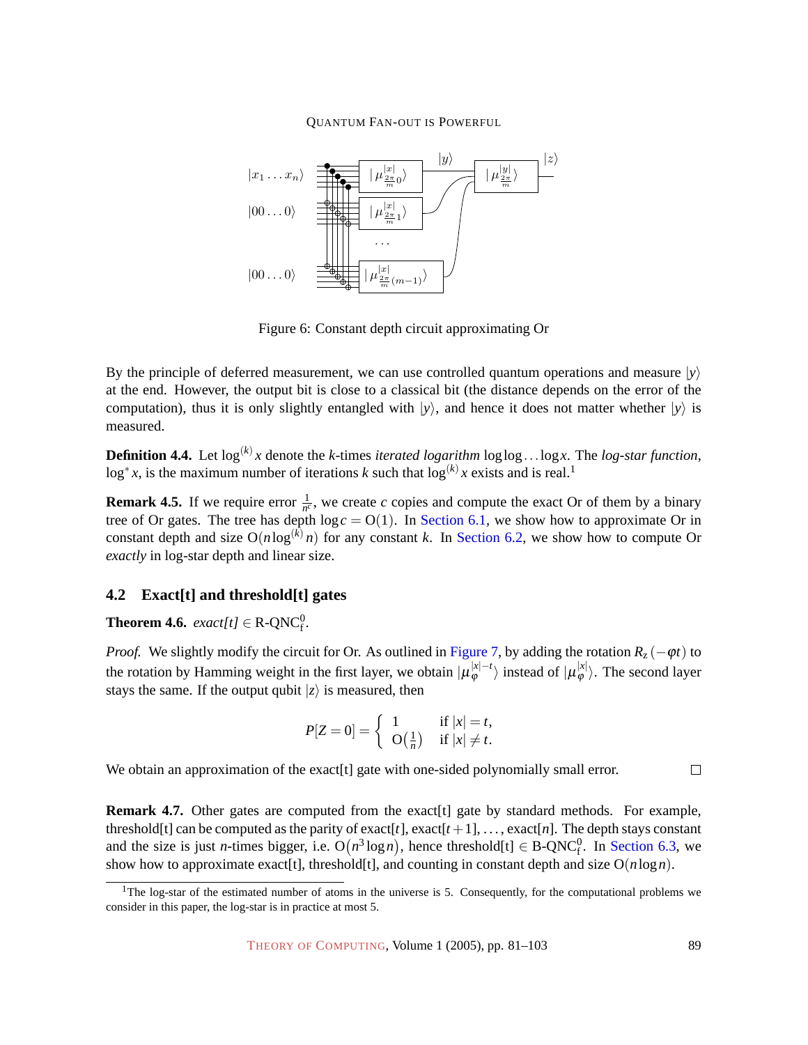Figure 6: Constant depth circuit approximating Or

By the principle of deferred measurement, we can use controlled quantum operations and measure $|y\rangle$ at the end. However, the output bit is close to a classical bit (the distance depends on the error of the computation), thus it is only slightly entangled with $|y\rangle$, and hence it does not matter whether $|y\rangle$ is measured.

**Definition 4.4.** Let $\log^{(k)} x$ denote the $k$-times *iterated logarithm* $\log\log\ldots\log x$. The *log-star function*, $\log^* x$, is the maximum number of iterations $k$ such that $\log^{(k)} x$ exists and is real.[1]

**Remark 4.5.** If we require error $\frac{1}{n^c}$, we create $c$ copies and compute the exact Or of them by a binary tree of Or gates. The tree has depth $\log c = \mathrm{O}(1)$. In Section 6.1, we show how to approximate Or in constant depth and size $\mathrm{O}(n \log^{(k)} n)$ for any constant $k$. In Section 6.2, we show how to compute Or *exactly* in log-star depth and linear size.

## 4.2 Exact[t] and threshold[t] gates

**Theorem 4.6.** *exact[t]* $\in$ R-QNC$^0_\mathrm{f}$.

*Proof.* We slightly modify the circuit for Or. As outlined in Figure 7, by adding the rotation $R_z(-\varphi t)$ to the rotation by Hamming weight in the first layer, we obtain $|\mu_\varphi^{|x|-t}\rangle$ instead of $|\mu_\varphi^{|x|}\rangle$. The second layer stays the same. If the output qubit $|z\rangle$ is measured, then

$$P[Z=0] = \begin{cases} 1 & \text{if } |x| = t, \\ \mathrm{O}\left(\frac{1}{n}\right) & \text{if } |x| \neq t. \end{cases}$$

We obtain an approximation of the exact[t] gate with one-sided polynomially small error. $\square$

**Remark 4.7.** Other gates are computed from the exact[t] gate by standard methods. For example, threshold[t] can be computed as the parity of exact[$t$], exact[$t+1$], ..., exact[$n$]. The depth stays constant and the size is just $n$-times bigger, i.e. $\mathrm{O}(n^3 \log n)$, hence threshold[t] $\in$ B-QNC$^0_\mathrm{f}$. In Section 6.3, we show how to approximate exact[t], threshold[t], and counting in constant depth and size $\mathrm{O}(n \log n)$.

[1] The log-star of the estimated number of atoms in the universe is 5. Consequently, for the computational problems we consider in this paper, the log-star is in practice at most 5.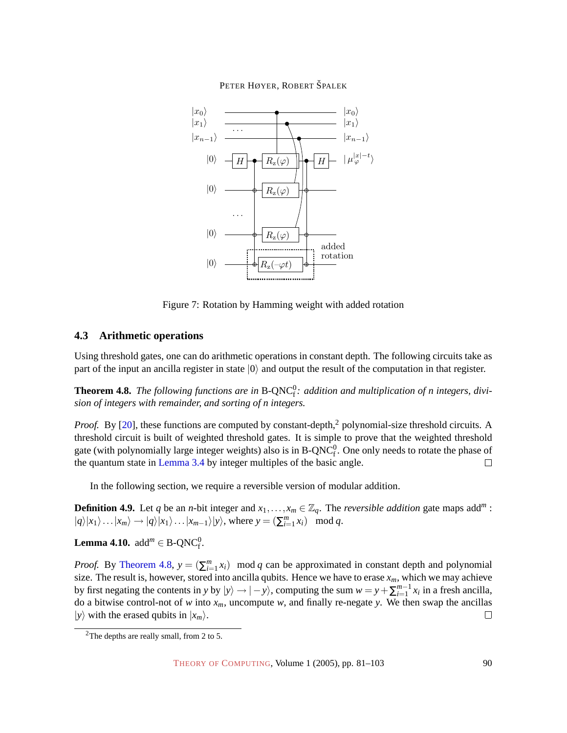Figure 7: Rotation by Hamming weight with added rotation

## 4.3 Arithmetic operations

Using threshold gates, one can do arithmetic operations in constant depth. The following circuits take as part of the input an ancilla register in state $|0\rangle$ and output the result of the computation in that register.

**Theorem 4.8.** *The following functions are in* B-QNC$^0_\mathrm{f}$*: addition and multiplication of n integers, division of integers with remainder, and sorting of n integers.*

*Proof.* By [20], these functions are computed by constant-depth,[2] polynomial-size threshold circuits. A threshold circuit is built of weighted threshold gates. It is simple to prove that the weighted threshold gate (with polynomially large integer weights) also is in B-QNC$^0_\mathrm{f}$. One only needs to rotate the phase of the quantum state in Lemma 3.4 by integer multiples of the basic angle. □

In the following section, we require a reversible version of modular addition.

**Definition 4.9.** Let $q$ be an $n$-bit integer and $x_1, \dots, x_m \in \mathbb{Z}_q$. The *reversible addition* gate maps $\mathrm{add}^m$ : $|q\rangle|x_1\rangle \dots |x_m\rangle \to |q\rangle|x_1\rangle \dots |x_{m-1}\rangle|y\rangle$, where $y = (\sum_{i=1}^m x_i) \mod q$.

**Lemma 4.10.** $\mathrm{add}^m \in$ B-QNC$^0_\mathrm{f}$.

*Proof.* By Theorem 4.8, $y = (\sum_{i=1}^m x_i) \mod q$ can be approximated in constant depth and polynomial size. The result is, however, stored into ancilla qubits. Hence we have to erase $x_m$, which we may achieve by first negating the contents in $y$ by $|y\rangle \to |-y\rangle$, computing the sum $w = y + \sum_{i=1}^{m-1} x_i$ in a fresh ancilla, do a bitwise control-not of $w$ into $x_m$, uncompute $w$, and finally re-negate $y$. We then swap the ancillas $|y\rangle$ with the erased qubits in $|x_m\rangle$. □

[2] The depths are really small, from 2 to 5.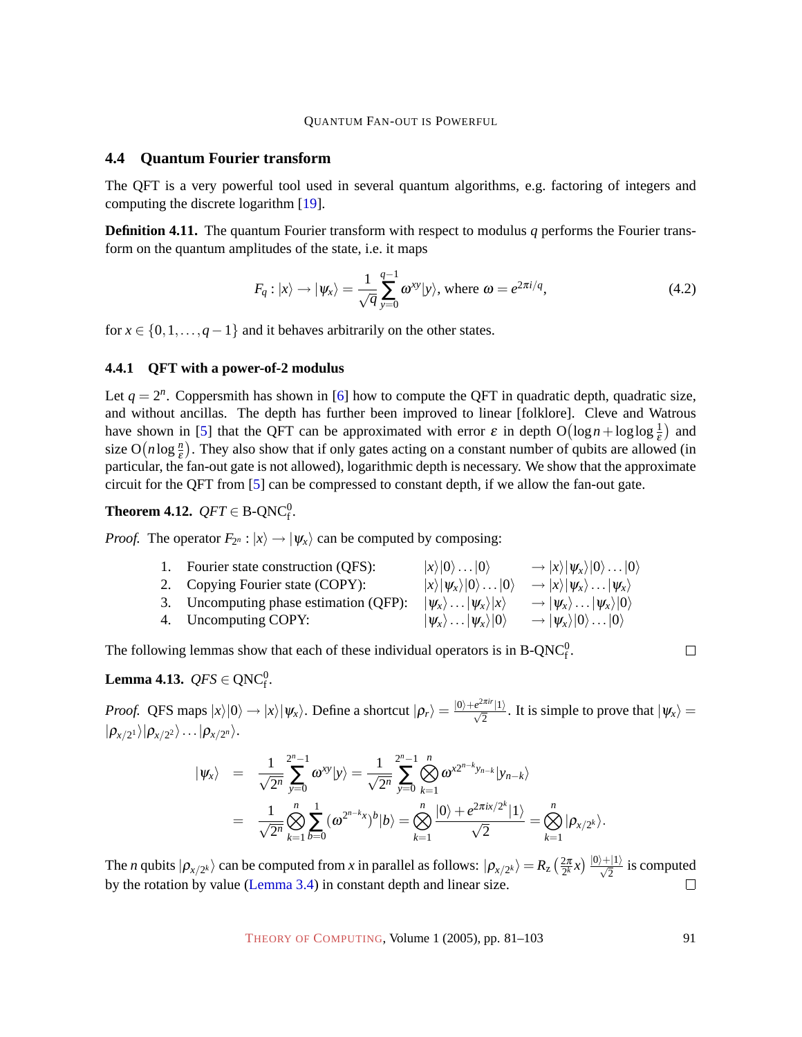### 4.4 Quantum Fourier transform

The QFT is a very powerful tool used in several quantum algorithms, e.g. factoring of integers and computing the discrete logarithm [19].

**Definition 4.11.** The quantum Fourier transform with respect to modulus $q$ performs the Fourier transform on the quantum amplitudes of the state, i.e. it maps

$$F_q : |x\rangle \to |\psi_x\rangle = \frac{1}{\sqrt{q}} \sum_{y=0}^{q-1} \omega^{xy} |y\rangle, \text{ where } \omega = e^{2\pi i/q}, \tag{4.2}$$

for $x \in \{0, 1, \ldots, q-1\}$ and it behaves arbitrarily on the other states.

#### 4.4.1 QFT with a power-of-2 modulus

Let $q = 2^n$. Coppersmith has shown in [6] how to compute the QFT in quadratic depth, quadratic size, and without ancillas. The depth has further been improved to linear [folklore]. Cleve and Watrous have shown in [5] that the QFT can be approximated with error $\varepsilon$ in depth $\mathrm{O}\big(\log n + \log\log \frac{1}{\varepsilon}\big)$ and size $\mathrm{O}\big(n \log \frac{n}{\varepsilon}\big)$. They also show that if only gates acting on a constant number of qubits are allowed (in particular, the fan-out gate is not allowed), logarithmic depth is necessary. We show that the approximate circuit for the QFT from [5] can be compressed to constant depth, if we allow the fan-out gate.

**Theorem 4.12.** *$QFT \in$ B-QNC$^0_\mathrm{f}$.*

*Proof.* The operator $F_{2^n} : |x\rangle \to |\psi_x\rangle$ can be computed by composing:

| | | | |
|---|---|---|---|
| 1. | Fourier state construction (QFS): | $\|x\rangle\|0\rangle \ldots \|0\rangle$ | $\to \|x\rangle\|\psi_x\rangle\|0\rangle \ldots \|0\rangle$ |
| 2. | Copying Fourier state (COPY): | $\|x\rangle\|\psi_x\rangle\|0\rangle \ldots \|0\rangle$ | $\to \|x\rangle\|\psi_x\rangle \ldots \|\psi_x\rangle$ |
| 3. | Uncomputing phase estimation (QFP): | $\|\psi_x\rangle \ldots \|\psi_x\rangle\|x\rangle$ | $\to \|\psi_x\rangle \ldots \|\psi_x\rangle\|0\rangle$ |
| 4. | Uncomputing COPY: | $\|\psi_x\rangle \ldots \|\psi_x\rangle\|0\rangle$ | $\to \|\psi_x\rangle\|0\rangle \ldots \|0\rangle$ |

The following lemmas show that each of these individual operators is in B-QNC$^0_\mathrm{f}$. ∎

**Lemma 4.13.** *$QFS \in$ QNC$^0_\mathrm{f}$.*

*Proof.* QFS maps $|x\rangle|0\rangle \to |x\rangle|\psi_x\rangle$. Define a shortcut $|\rho_r\rangle = \frac{|0\rangle + e^{2\pi i r}|1\rangle}{\sqrt{2}}$. It is simple to prove that $|\psi_x\rangle = |\rho_{x/2^1}\rangle|\rho_{x/2^2}\rangle \ldots |\rho_{x/2^n}\rangle$.

$$\begin{aligned}
|\psi_x\rangle &= \frac{1}{\sqrt{2^n}} \sum_{y=0}^{2^n-1} \omega^{xy}|y\rangle = \frac{1}{\sqrt{2^n}} \sum_{y=0}^{2^n-1} \bigotimes_{k=1}^{n} \omega^{x2^{n-k}y_{n-k}} |y_{n-k}\rangle \\
&= \frac{1}{\sqrt{2^n}} \bigotimes_{k=1}^{n} \sum_{b=0}^{1} (\omega^{2^{n-k}x})^b |b\rangle = \bigotimes_{k=1}^{n} \frac{|0\rangle + e^{2\pi i x/2^k}|1\rangle}{\sqrt{2}} = \bigotimes_{k=1}^{n} |\rho_{x/2^k}\rangle.
\end{aligned}$$

The $n$ qubits $|\rho_{x/2^k}\rangle$ can be computed from $x$ in parallel as follows: $|\rho_{x/2^k}\rangle = R_z\left(\frac{2\pi}{2^k}x\right)\frac{|0\rangle + |1\rangle}{\sqrt{2}}$ is computed by the rotation by value (Lemma 3.4) in constant depth and linear size. ∎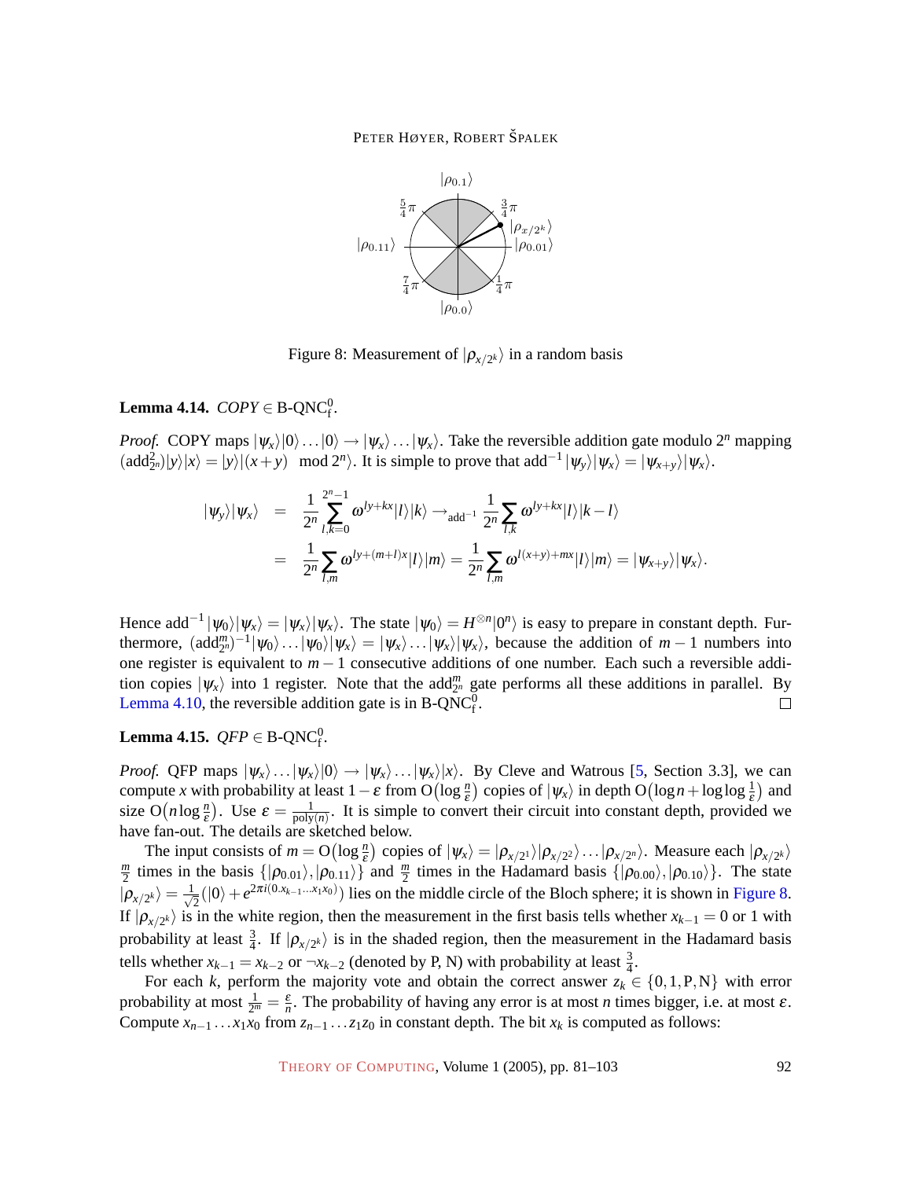Figure 8: Measurement of $|\rho_{x/2^k}\rangle$ in a random basis

**Lemma 4.14.** *COPY* $\in$ B-QNC$^0_\mathrm{f}$.

*Proof.* COPY maps $|\psi_x\rangle|0\rangle\dots|0\rangle \to |\psi_x\rangle\dots|\psi_x\rangle$. Take the reversible addition gate modulo $2^n$ mapping $(\mathrm{add}^2_{2^n})|y\rangle|x\rangle = |y\rangle|(x+y) \mod 2^n\rangle$. It is simple to prove that $\mathrm{add}^{-1}|\psi_y\rangle|\psi_x\rangle = |\psi_{x+y}\rangle|\psi_x\rangle$.

$$
\begin{aligned}
|\psi_y\rangle|\psi_x\rangle &= \frac{1}{2^n}\sum_{l,k=0}^{2^n-1}\omega^{ly+kx}|l\rangle|k\rangle \to_{\mathrm{add}^{-1}} \frac{1}{2^n}\sum_{l,k}\omega^{ly+kx}|l\rangle|k-l\rangle \\
&= \frac{1}{2^n}\sum_{l,m}\omega^{ly+(m+l)x}|l\rangle|m\rangle = \frac{1}{2^n}\sum_{l,m}\omega^{l(x+y)+mx}|l\rangle|m\rangle = |\psi_{x+y}\rangle|\psi_x\rangle.
\end{aligned}
$$

Hence $\mathrm{add}^{-1}|\psi_0\rangle|\psi_x\rangle = |\psi_x\rangle|\psi_x\rangle$. The state $|\psi_0\rangle = H^{\otimes n}|0^n\rangle$ is easy to prepare in constant depth. Furthermore, $(\mathrm{add}^m_{2^n})^{-1}|\psi_0\rangle\dots|\psi_0\rangle|\psi_x\rangle = |\psi_x\rangle\dots|\psi_x\rangle|\psi_x\rangle$, because the addition of $m-1$ numbers into one register is equivalent to $m-1$ consecutive additions of one number. Each such a reversible addition copies $|\psi_x\rangle$ into 1 register. Note that the $\mathrm{add}^m_{2^n}$ gate performs all these additions in parallel. By Lemma 4.10, the reversible addition gate is in B-QNC$^0_\mathrm{f}$. □

**Lemma 4.15.** *QFP* $\in$ B-QNC$^0_\mathrm{f}$.

*Proof.* QFP maps $|\psi_x\rangle\dots|\psi_x\rangle|0\rangle \to |\psi_x\rangle\dots|\psi_x\rangle|x\rangle$. By Cleve and Watrous [5, Section 3.3], we can compute $x$ with probability at least $1-\varepsilon$ from $\mathrm{O}\big(\log\frac{n}{\varepsilon}\big)$ copies of $|\psi_x\rangle$ in depth $\mathrm{O}\big(\log n + \log\log\frac{1}{\varepsilon}\big)$ and size $\mathrm{O}\big(n\log\frac{n}{\varepsilon}\big)$. Use $\varepsilon = \frac{1}{\mathrm{poly}(n)}$. It is simple to convert their circuit into constant depth, provided we have fan-out. The details are sketched below.

The input consists of $m = \mathrm{O}\big(\log\frac{n}{\varepsilon}\big)$ copies of $|\psi_x\rangle = |\rho_{x/2^1}\rangle|\rho_{x/2^2}\rangle\dots|\rho_{x/2^n}\rangle$. Measure each $|\rho_{x/2^k}\rangle$ $\frac{m}{2}$ times in the basis $\{|\rho_{0.01}\rangle, |\rho_{0.11}\rangle\}$ and $\frac{m}{2}$ times in the Hadamard basis $\{|\rho_{0.00}\rangle, |\rho_{0.10}\rangle\}$. The state $|\rho_{x/2^k}\rangle = \frac{1}{\sqrt{2}}(|0\rangle + e^{2\pi i(0.x_{k-1}\dots x_1x_0)})$ lies on the middle circle of the Bloch sphere; it is shown in Figure 8. If $|\rho_{x/2^k}\rangle$ is in the white region, then the measurement in the first basis tells whether $x_{k-1} = 0$ or 1 with probability at least $\frac{3}{4}$. If $|\rho_{x/2^k}\rangle$ is in the shaded region, then the measurement in the Hadamard basis tells whether $x_{k-1} = x_{k-2}$ or $\neg x_{k-2}$ (denoted by P, N) with probability at least $\frac{3}{4}$.

For each $k$, perform the majority vote and obtain the correct answer $z_k \in \{0, 1, \mathrm{P}, \mathrm{N}\}$ with error probability at most $\frac{1}{2^m} = \frac{\varepsilon}{n}$. The probability of having any error is at most $n$ times bigger, i.e. at most $\varepsilon$. Compute $x_{n-1}\dots x_1x_0$ from $z_{n-1}\dots z_1z_0$ in constant depth. The bit $x_k$ is computed as follows: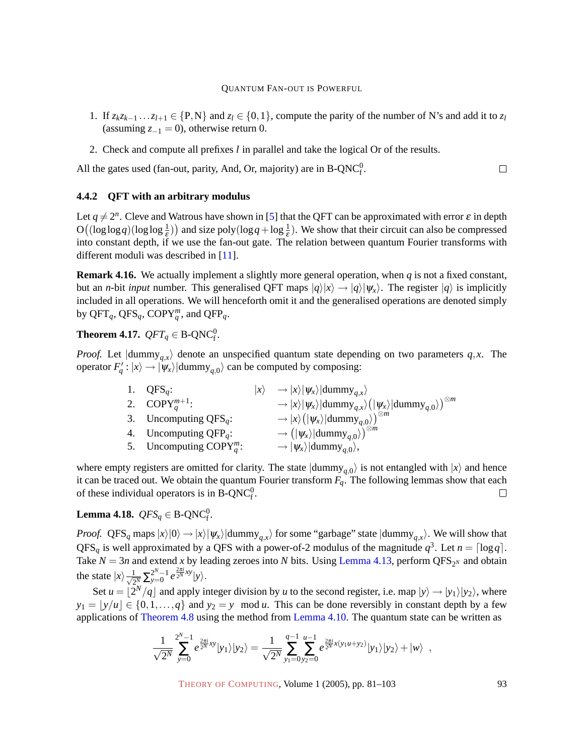1. If $z_k z_{k-1} \dots z_{l+1} \in \{\mathrm{P},\mathrm{N}\}$ and $z_l \in \{0,1\}$, compute the parity of the number of N's and add it to $z_l$ (assuming $z_{-1} = 0$), otherwise return 0.

2. Check and compute all prefixes $l$ in parallel and take the logical Or of the results.

All the gates used (fan-out, parity, And, Or, majority) are in B-QNC$^0_\mathrm{f}$. □

#### 4.4.2 QFT with an arbitrary modulus

Let $q \neq 2^n$. Cleve and Watrous have shown in [5] that the QFT can be approximated with error $\varepsilon$ in depth $\mathrm{O}\big((\log\log q)(\log\log \frac{1}{\varepsilon})\big)$ and size $\mathrm{poly}(\log q + \log \frac{1}{\varepsilon})$. We show that their circuit can also be compressed into constant depth, if we use the fan-out gate. The relation between quantum Fourier transforms with different moduli was described in [11].

**Remark 4.16.** We actually implement a slightly more general operation, when $q$ is not a fixed constant, but an $n$-bit *input* number. This generalised QFT maps $|q\rangle|x\rangle \to |q\rangle|\psi_x\rangle$. The register $|q\rangle$ is implicitly included in all operations. We will henceforth omit it and the generalised operations are denoted simply by $\mathrm{QFT}_q$, $\mathrm{QFS}_q$, $\mathrm{COPY}^m_q$, and $\mathrm{QFP}_q$.

**Theorem 4.17.** *$QFT_q \in$ B-QNC$^0_\mathrm{f}$.*

*Proof.* Let $|\mathrm{dummy}_{q,x}\rangle$ denote an unspecified quantum state depending on two parameters $q,x$. The operator $F'_q : |x\rangle \to |\psi_x\rangle|\mathrm{dummy}_{q,0}\rangle$ can be computed by composing:

$$
\begin{array}{llll}
1. & \mathrm{QFS}_q: & |x\rangle & \to |x\rangle|\psi_x\rangle|\mathrm{dummy}_{q,x}\rangle \\
2. & \mathrm{COPY}^{m+1}_q: & & \to |x\rangle|\psi_x\rangle|\mathrm{dummy}_{q,x}\rangle\big(|\psi_x\rangle|\mathrm{dummy}_{q,0}\rangle\big)^{\otimes m} \\
3. & \text{Uncomputing } \mathrm{QFS}_q: & & \to |x\rangle\big(|\psi_x\rangle|\mathrm{dummy}_{q,0}\rangle\big)^{\otimes m} \\
4. & \text{Uncomputing } \mathrm{QFP}_q: & & \to \big(|\psi_x\rangle|\mathrm{dummy}_{q,0}\rangle\big)^{\otimes m} \\
5. & \text{Uncomputing } \mathrm{COPY}^m_q: & & \to |\psi_x\rangle|\mathrm{dummy}_{q,0}\rangle,
\end{array}
$$

where empty registers are omitted for clarity. The state $|\mathrm{dummy}_{q,0}\rangle$ is not entangled with $|x\rangle$ and hence it can be traced out. We obtain the quantum Fourier transform $F_q$. The following lemmas show that each of these individual operators is in B-QNC$^0_\mathrm{f}$. □

**Lemma 4.18.** *$QFS_q \in$ B-QNC$^0_\mathrm{f}$.*

*Proof.* $\mathrm{QFS}_q$ maps $|x\rangle|0\rangle \to |x\rangle|\psi_x\rangle|\mathrm{dummy}_{q,x}\rangle$ for some "garbage" state $|\mathrm{dummy}_{q,x}\rangle$. We will show that $\mathrm{QFS}_q$ is well approximated by a QFS with a power-of-2 modulus of the magnitude $q^3$. Let $n = \lceil \log q \rceil$. Take $N = 3n$ and extend $x$ by leading zeroes into $N$ bits. Using Lemma 4.13, perform $\mathrm{QFS}_{2^N}$ and obtain the state $|x\rangle \frac{1}{\sqrt{2^N}} \sum_{y=0}^{2^N-1} e^{\frac{2\pi i}{2^N}xy}|y\rangle$.

Set $u = \lfloor 2^N/q \rfloor$ and apply integer division by $u$ to the second register, i.e. map $|y\rangle \to |y_1\rangle|y_2\rangle$, where $y_1 = \lfloor y/u \rfloor \in \{0,1,\dots,q\}$ and $y_2 = y \mod u$. This can be done reversibly in constant depth by a few applications of Theorem 4.8 using the method from Lemma 4.10. The quantum state can be written as

$$
\frac{1}{\sqrt{2^N}} \sum_{y=0}^{2^N-1} e^{\frac{2\pi i}{2^N}xy}|y_1\rangle|y_2\rangle = \frac{1}{\sqrt{2^N}} \sum_{y_1=0}^{q-1} \sum_{y_2=0}^{u-1} e^{\frac{2\pi i}{2^N}x(y_1 u + y_2)}|y_1\rangle|y_2\rangle + |w\rangle \ ,
$$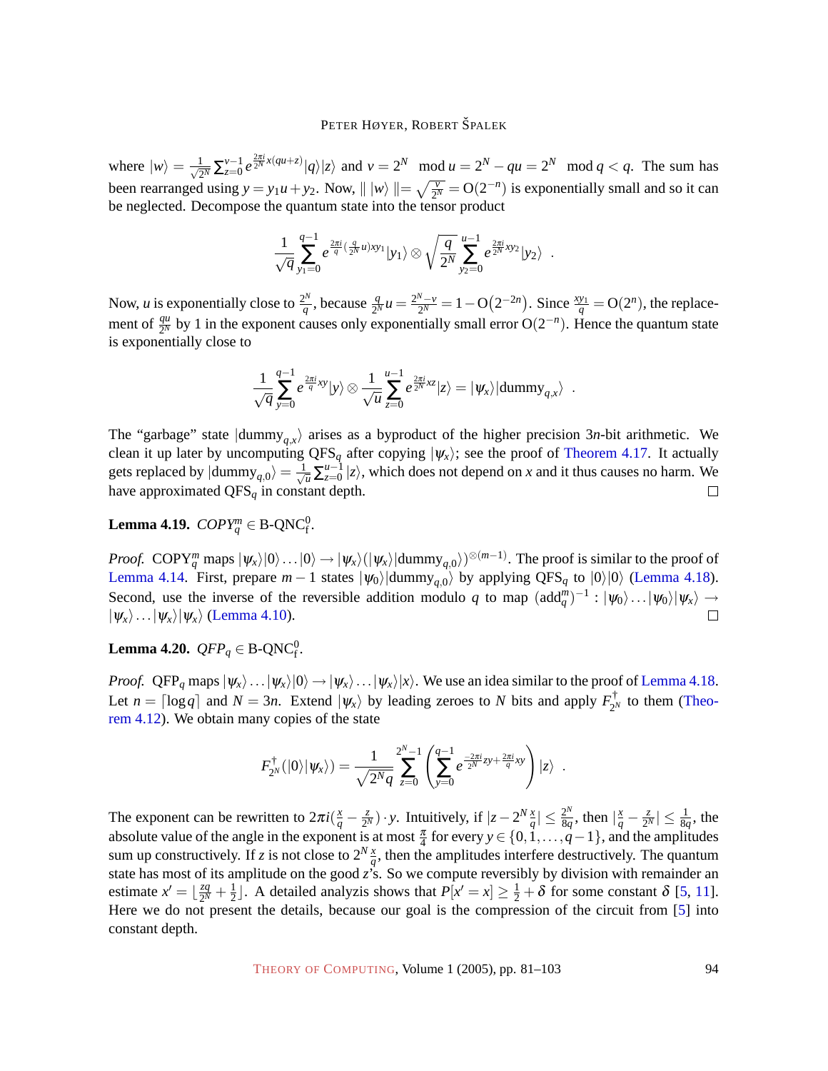where $|w\rangle = \frac{1}{\sqrt{2^N}} \sum_{z=0}^{v-1} e^{\frac{2\pi i}{2^N} x(qu+z)} |q\rangle|z\rangle$ and $v = 2^N \mod u = 2^N - qu = 2^N \mod q < q$. The sum has been rearranged using $y = y_1 u + y_2$. Now, $\| \, |w\rangle \, \| = \sqrt{\frac{v}{2^N}} = \mathrm{O}(2^{-n})$ is exponentially small and so it can be neglected. Decompose the quantum state into the tensor product

$$\frac{1}{\sqrt{q}} \sum_{y_1=0}^{q-1} e^{\frac{2\pi i}{q}(\frac{q}{2^N}u)xy_1} |y_1\rangle \otimes \sqrt{\frac{q}{2^N}} \sum_{y_2=0}^{u-1} e^{\frac{2\pi i}{2^N}xy_2} |y_2\rangle \ .$$

Now, $u$ is exponentially close to $\frac{2^N}{q}$, because $\frac{q}{2^N}u = \frac{2^N - v}{2^N} = 1 - \mathrm{O}(2^{-2n})$. Since $\frac{xy_1}{q} = \mathrm{O}(2^n)$, the replacement of $\frac{qu}{2^N}$ by 1 in the exponent causes only exponentially small error $\mathrm{O}(2^{-n})$. Hence the quantum state is exponentially close to

$$\frac{1}{\sqrt{q}} \sum_{y=0}^{q-1} e^{\frac{2\pi i}{q}xy} |y\rangle \otimes \frac{1}{\sqrt{u}} \sum_{z=0}^{u-1} e^{\frac{2\pi i}{2^N}xz} |z\rangle = |\psi_x\rangle|\mathrm{dummy}_{q,x}\rangle \ .$$

The "garbage" state $|\mathrm{dummy}_{q,x}\rangle$ arises as a byproduct of the higher precision $3n$-bit arithmetic. We clean it up later by uncomputing $\mathrm{QFS}_q$ after copying $|\psi_x\rangle$; see the proof of Theorem 4.17. It actually gets replaced by $|\mathrm{dummy}_{q,0}\rangle = \frac{1}{\sqrt{u}} \sum_{z=0}^{u-1} |z\rangle$, which does not depend on $x$ and it thus causes no harm. We have approximated $\mathrm{QFS}_q$ in constant depth. □

**Lemma 4.19.** *$\mathrm{COPY}_q^m \in$ B-QNC$_\mathrm{f}^0$.*

*Proof.* $\mathrm{COPY}_q^m$ maps $|\psi_x\rangle|0\rangle \dots |0\rangle \to |\psi_x\rangle(|\psi_x\rangle|\mathrm{dummy}_{q,0}\rangle)^{\otimes(m-1)}$. The proof is similar to the proof of Lemma 4.14. First, prepare $m-1$ states $|\psi_0\rangle|\mathrm{dummy}_{q,0}\rangle$ by applying $\mathrm{QFS}_q$ to $|0\rangle|0\rangle$ (Lemma 4.18). Second, use the inverse of the reversible addition modulo $q$ to map $(\mathrm{add}_q^m)^{-1} : |\psi_0\rangle \dots |\psi_0\rangle|\psi_x\rangle \to |\psi_x\rangle \dots |\psi_x\rangle|\psi_x\rangle$ (Lemma 4.10). □

**Lemma 4.20.** *$\mathrm{QFP}_q \in$ B-QNC$_\mathrm{f}^0$.*

*Proof.* $\mathrm{QFP}_q$ maps $|\psi_x\rangle \dots |\psi_x\rangle|0\rangle \to |\psi_x\rangle \dots |\psi_x\rangle|x\rangle$. We use an idea similar to the proof of Lemma 4.18. Let $n = \lceil \log q \rceil$ and $N = 3n$. Extend $|\psi_x\rangle$ by leading zeroes to $N$ bits and apply $F_{2^N}^\dagger$ to them (Theorem 4.12). We obtain many copies of the state

$$F_{2^N}^\dagger(|0\rangle|\psi_x\rangle) = \frac{1}{\sqrt{2^N q}} \sum_{z=0}^{2^N-1} \left( \sum_{y=0}^{q-1} e^{\frac{-2\pi i}{2^N}zy + \frac{2\pi i}{q}xy} \right) |z\rangle \ .$$

The exponent can be rewritten to $2\pi i(\frac{x}{q} - \frac{z}{2^N}) \cdot y$. Intuitively, if $|z - 2^N \frac{x}{q}| \leq \frac{2^N}{8q}$, then $|\frac{x}{q} - \frac{z}{2^N}| \leq \frac{1}{8q}$, the absolute value of the angle in the exponent is at most $\frac{\pi}{4}$ for every $y \in \{0, 1, \dots, q-1\}$, and the amplitudes sum up constructively. If $z$ is not close to $2^N \frac{x}{q}$, then the amplitudes interfere destructively. The quantum state has most of its amplitude on the good $z$'s. So we compute reversibly by division with remainder an estimate $x' = \lfloor \frac{zq}{2^N} + \frac{1}{2} \rfloor$. A detailed analyzis shows that $P[x' = x] \geq \frac{1}{2} + \delta$ for some constant $\delta$ [5, 11]. Here we do not present the details, because our goal is the compression of the circuit from [5] into constant depth.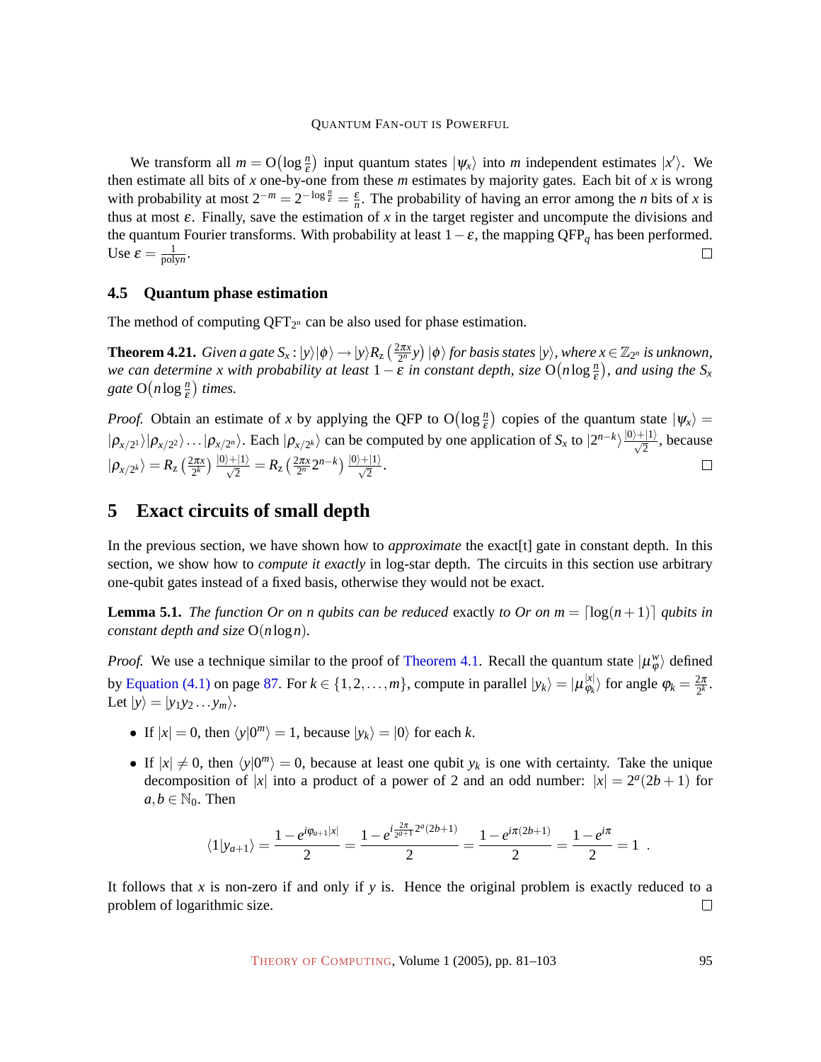We transform all $m = \mathrm{O}\left(\log \frac{n}{\varepsilon}\right)$ input quantum states $|\psi_x\rangle$ into $m$ independent estimates $|x'\rangle$. We then estimate all bits of $x$ one-by-one from these $m$ estimates by majority gates. Each bit of $x$ is wrong with probability at most $2^{-m} = 2^{-\log \frac{n}{\varepsilon}} = \frac{\varepsilon}{n}$. The probability of having an error among the $n$ bits of $x$ is thus at most $\varepsilon$. Finally, save the estimation of $x$ in the target register and uncompute the divisions and the quantum Fourier transforms. With probability at least $1-\varepsilon$, the mapping $\mathrm{QFP}_q$ has been performed. Use $\varepsilon = \frac{1}{\operatorname{poly} n}$. □

### 4.5 Quantum phase estimation

The method of computing $\mathrm{QFT}_{2^n}$ can be also used for phase estimation.

**Theorem 4.21.** *Given a gate $S_x : |y\rangle|\phi\rangle \to |y\rangle R_z\left(\frac{2\pi x}{2^n} y\right)|\phi\rangle$ for basis states $|y\rangle$, where $x \in \mathbb{Z}_{2^n}$ is unknown, we can determine $x$ with probability at least $1-\varepsilon$ in constant depth, size $\mathrm{O}\left(n \log \frac{n}{\varepsilon}\right)$, and using the $S_x$ gate $\mathrm{O}\left(n \log \frac{n}{\varepsilon}\right)$ times.*

*Proof.* Obtain an estimate of $x$ by applying the QFP to $\mathrm{O}\left(\log \frac{n}{\varepsilon}\right)$ copies of the quantum state $|\psi_x\rangle = |\rho_{x/2^1}\rangle|\rho_{x/2^2}\rangle \dots |\rho_{x/2^n}\rangle$. Each $|\rho_{x/2^k}\rangle$ can be computed by one application of $S_x$ to $|2^{n-k}\rangle \frac{|0\rangle+|1\rangle}{\sqrt{2}}$, because $|\rho_{x/2^k}\rangle = R_z\left(\frac{2\pi x}{2^k}\right)\frac{|0\rangle+|1\rangle}{\sqrt{2}} = R_z\left(\frac{2\pi x}{2^n} 2^{n-k}\right)\frac{|0\rangle+|1\rangle}{\sqrt{2}}$. □

## 5 Exact circuits of small depth

In the previous section, we have shown how to *approximate* the exact[t] gate in constant depth. In this section, we show how to *compute it exactly* in log-star depth. The circuits in this section use arbitrary one-qubit gates instead of a fixed basis, otherwise they would not be exact.

**Lemma 5.1.** *The function Or on $n$ qubits can be reduced* exactly *to Or on $m = \lceil \log(n+1) \rceil$ qubits in constant depth and size $\mathrm{O}(n \log n)$.*

*Proof.* We use a technique similar to the proof of Theorem 4.1. Recall the quantum state $|\mu_\varphi^w\rangle$ defined by Equation (4.1) on page 87. For $k \in \{1,2,\dots,m\}$, compute in parallel $|y_k\rangle = |\mu_{\varphi_k}^{|x|}\rangle$ for angle $\varphi_k = \frac{2\pi}{2^k}$. Let $|y\rangle = |y_1 y_2 \dots y_m\rangle$.

- If $|x| = 0$, then $\langle y|0^m\rangle = 1$, because $|y_k\rangle = |0\rangle$ for each $k$.
- If $|x| \neq 0$, then $\langle y|0^m\rangle = 0$, because at least one qubit $y_k$ is one with certainty. Take the unique decomposition of $|x|$ into a product of a power of 2 and an odd number: $|x| = 2^a(2b+1)$ for $a, b \in \mathbb{N}_0$. Then

$$\langle 1|y_{a+1}\rangle = \frac{1-e^{i\varphi_{a+1}|x|}}{2} = \frac{1-e^{i\frac{2\pi}{2^{a+1}}2^a(2b+1)}}{2} = \frac{1-e^{i\pi(2b+1)}}{2} = \frac{1-e^{i\pi}}{2} = 1 \ .$$

It follows that $x$ is non-zero if and only if $y$ is. Hence the original problem is exactly reduced to a problem of logarithmic size. □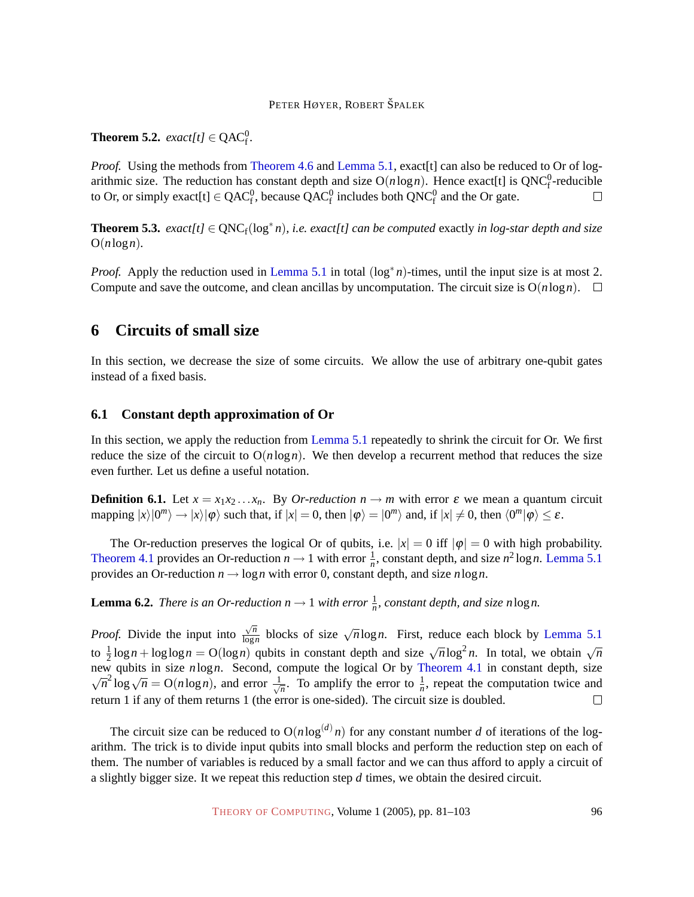**Theorem 5.2.** *exact[t]* $\in \mathrm{QAC}^0_\mathrm{f}$.

*Proof.* Using the methods from Theorem 4.6 and Lemma 5.1, exact[t] can also be reduced to Or of logarithmic size. The reduction has constant depth and size $\mathrm{O}(n \log n)$. Hence exact[t] is $\mathrm{QNC}^0_\mathrm{f}$-reducible to Or, or simply exact[t] $\in \mathrm{QAC}^0_\mathrm{f}$, because $\mathrm{QAC}^0_\mathrm{f}$ includes both $\mathrm{QNC}^0_\mathrm{f}$ and the Or gate. $\square$

**Theorem 5.3.** *exact[t]* $\in \mathrm{QNC}_\mathrm{f}(\log^* n)$*, i.e. exact[t] can be computed* exactly *in log-star depth and size* $\mathrm{O}(n \log n)$*.*

*Proof.* Apply the reduction used in Lemma 5.1 in total $(\log^* n)$-times, until the input size is at most 2. Compute and save the outcome, and clean ancillas by uncomputation. The circuit size is $\mathrm{O}(n \log n)$. $\square$

## 6 Circuits of small size

In this section, we decrease the size of some circuits. We allow the use of arbitrary one-qubit gates instead of a fixed basis.

### 6.1 Constant depth approximation of Or

In this section, we apply the reduction from Lemma 5.1 repeatedly to shrink the circuit for Or. We first reduce the size of the circuit to $\mathrm{O}(n \log n)$. We then develop a recurrent method that reduces the size even further. Let us define a useful notation.

**Definition 6.1.** Let $x = x_1 x_2 \dots x_n$. By *Or-reduction* $n \to m$ with error $\varepsilon$ we mean a quantum circuit mapping $|x\rangle|0^m\rangle \to |x\rangle|\varphi\rangle$ such that, if $|x| = 0$, then $|\varphi\rangle = |0^m\rangle$ and, if $|x| \neq 0$, then $\langle 0^m|\varphi\rangle \leq \varepsilon$.

The Or-reduction preserves the logical Or of qubits, i.e. $|x| = 0$ iff $|\varphi| = 0$ with high probability. Theorem 4.1 provides an Or-reduction $n \to 1$ with error $\frac{1}{n}$, constant depth, and size $n^2 \log n$. Lemma 5.1 provides an Or-reduction $n \to \log n$ with error 0, constant depth, and size $n \log n$.

**Lemma 6.2.** *There is an Or-reduction* $n \to 1$ *with error* $\frac{1}{n}$*, constant depth, and size* $n \log n$*.*

*Proof.* Divide the input into $\frac{\sqrt{n}}{\log n}$ blocks of size $\sqrt{n} \log n$. First, reduce each block by Lemma 5.1 to $\frac{1}{2} \log n + \log \log n = \mathrm{O}(\log n)$ qubits in constant depth and size $\sqrt{n} \log^2 n$. In total, we obtain $\sqrt{n}$ new qubits in size $n \log n$. Second, compute the logical Or by Theorem 4.1 in constant depth, size $\sqrt{n}^2 \log \sqrt{n} = \mathrm{O}(n \log n)$, and error $\frac{1}{\sqrt{n}}$. To amplify the error to $\frac{1}{n}$, repeat the computation twice and return 1 if any of them returns 1 (the error is one-sided). The circuit size is doubled. $\square$

The circuit size can be reduced to $\mathrm{O}(n \log^{(d)} n)$ for any constant number $d$ of iterations of the logarithm. The trick is to divide input qubits into small blocks and perform the reduction step on each of them. The number of variables is reduced by a small factor and we can thus afford to apply a circuit of a slightly bigger size. It we repeat this reduction step $d$ times, we obtain the desired circuit.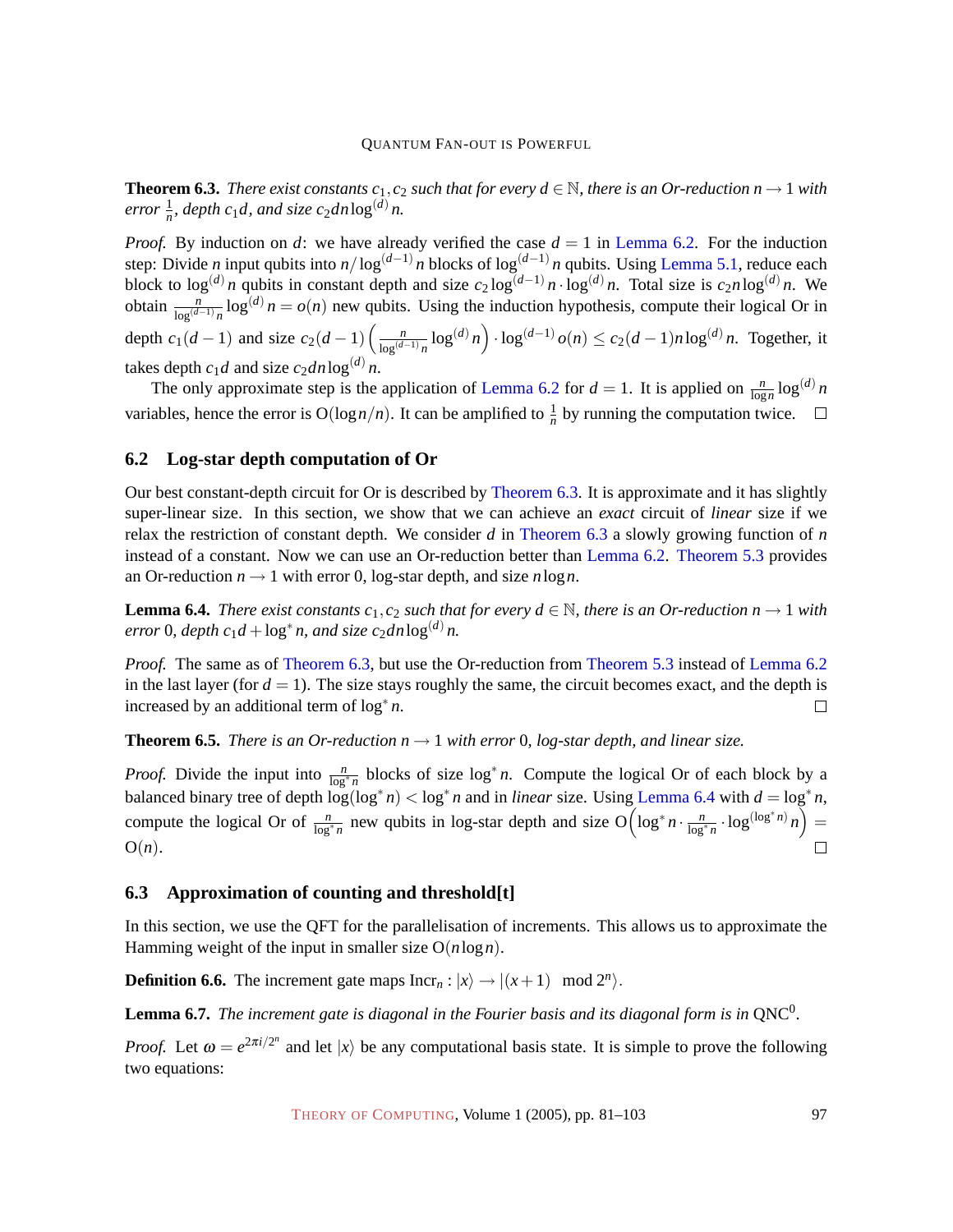**Theorem 6.3.** *There exist constants $c_1, c_2$ such that for every $d \in \mathbb{N}$, there is an Or-reduction $n \to 1$ with error $\frac{1}{n}$, depth $c_1 d$, and size $c_2 d n \log^{(d)} n$.*

*Proof.* By induction on $d$: we have already verified the case $d = 1$ in Lemma 6.2. For the induction step: Divide $n$ input qubits into $n/\log^{(d-1)} n$ blocks of $\log^{(d-1)} n$ qubits. Using Lemma 5.1, reduce each block to $\log^{(d)} n$ qubits in constant depth and size $c_2 \log^{(d-1)} n \cdot \log^{(d)} n$. Total size is $c_2 n \log^{(d)} n$. We obtain $\frac{n}{\log^{(d-1)} n} \log^{(d)} n = o(n)$ new qubits. Using the induction hypothesis, compute their logical Or in depth $c_1(d-1)$ and size $c_2(d-1)\left(\frac{n}{\log^{(d-1)} n} \log^{(d)} n\right) \cdot \log^{(d-1)} o(n) \leq c_2(d-1) n \log^{(d)} n$. Together, it takes depth $c_1 d$ and size $c_2 d n \log^{(d)} n$.

The only approximate step is the application of Lemma 6.2 for $d = 1$. It is applied on $\frac{n}{\log n} \log^{(d)} n$ variables, hence the error is $\mathrm{O}(\log n / n)$. It can be amplified to $\frac{1}{n}$ by running the computation twice. $\square$

## 6.2 Log-star depth computation of Or

Our best constant-depth circuit for Or is described by Theorem 6.3. It is approximate and it has slightly super-linear size. In this section, we show that we can achieve an *exact* circuit of *linear* size if we relax the restriction of constant depth. We consider $d$ in Theorem 6.3 a slowly growing function of $n$ instead of a constant. Now we can use an Or-reduction better than Lemma 6.2. Theorem 5.3 provides an Or-reduction $n \to 1$ with error 0, log-star depth, and size $n \log n$.

**Lemma 6.4.** *There exist constants $c_1, c_2$ such that for every $d \in \mathbb{N}$, there is an Or-reduction $n \to 1$ with error 0, depth $c_1 d + \log^* n$, and size $c_2 d n \log^{(d)} n$.*

*Proof.* The same as of Theorem 6.3, but use the Or-reduction from Theorem 5.3 instead of Lemma 6.2 in the last layer (for $d = 1$). The size stays roughly the same, the circuit becomes exact, and the depth is increased by an additional term of $\log^* n$. $\square$

**Theorem 6.5.** *There is an Or-reduction $n \to 1$ with error 0, log-star depth, and linear size.*

*Proof.* Divide the input into $\frac{n}{\log^* n}$ blocks of size $\log^* n$. Compute the logical Or of each block by a balanced binary tree of depth $\log(\log^* n) < \log^* n$ and in *linear* size. Using Lemma 6.4 with $d = \log^* n$, compute the logical Or of $\frac{n}{\log^* n}$ new qubits in log-star depth and size $\mathrm{O}\left(\log^* n \cdot \frac{n}{\log^* n} \cdot \log^{(\log^* n)} n\right) = \mathrm{O}(n)$. $\square$

## 6.3 Approximation of counting and threshold[t]

In this section, we use the QFT for the parallelisation of increments. This allows us to approximate the Hamming weight of the input in smaller size $\mathrm{O}(n \log n)$.

**Definition 6.6.** The increment gate maps $\mathrm{Incr}_n : |x\rangle \to |(x+1) \mod 2^n\rangle$.

**Lemma 6.7.** *The increment gate is diagonal in the Fourier basis and its diagonal form is in* $\mathrm{QNC}^0$.

*Proof.* Let $\omega = e^{2\pi i/2^n}$ and let $|x\rangle$ be any computational basis state. It is simple to prove the following two equations: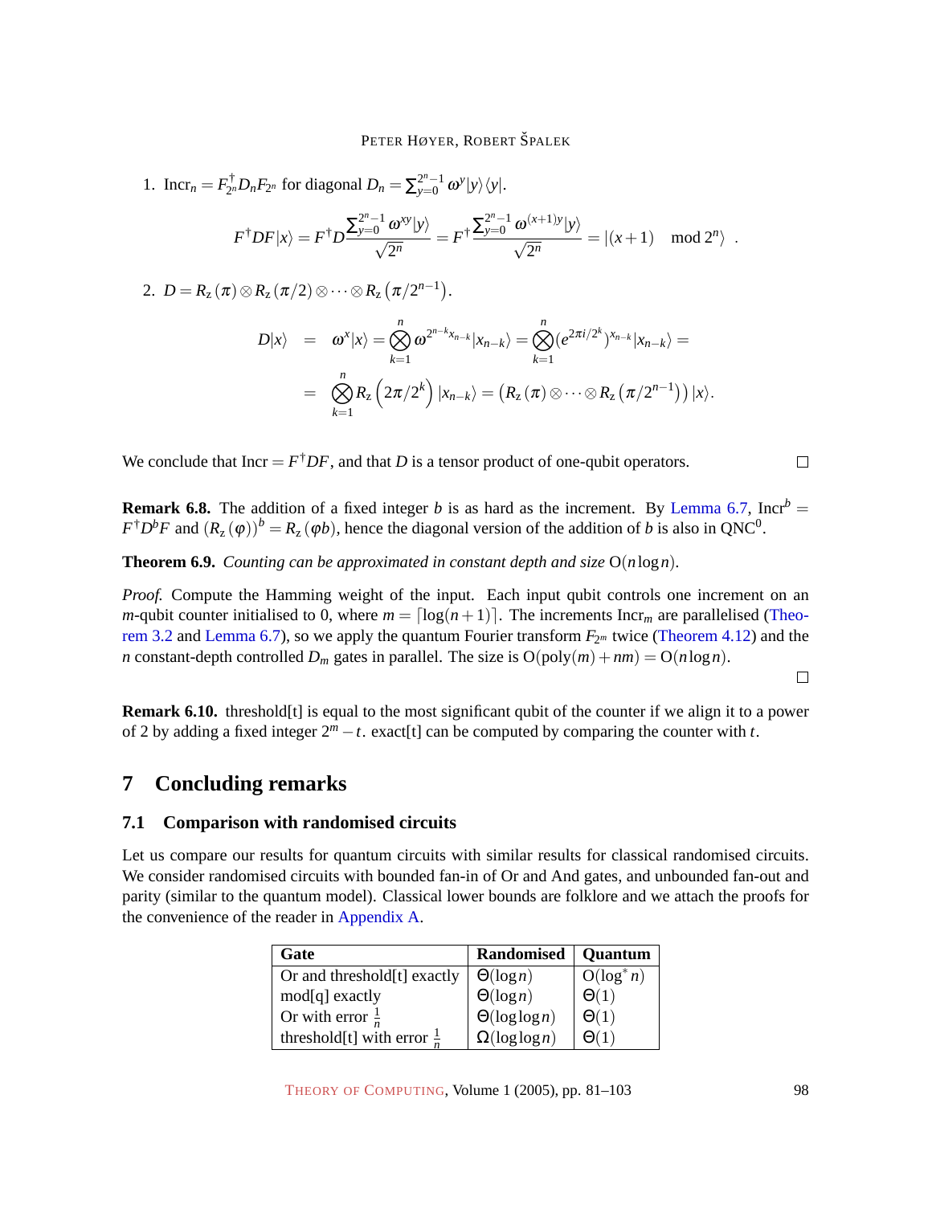1. $\mathrm{Incr}_n = F^\dagger_{2^n} D_n F_{2^n}$ for diagonal $D_n = \sum_{y=0}^{2^n-1} \omega^y |y\rangle\langle y|$.

$$F^\dagger D F|x\rangle = F^\dagger D \frac{\sum_{y=0}^{2^n-1} \omega^{xy}|y\rangle}{\sqrt{2^n}} = F^\dagger \frac{\sum_{y=0}^{2^n-1} \omega^{(x+1)y}|y\rangle}{\sqrt{2^n}} = |(x+1) \mod 2^n\rangle \ .$$

2. $D = R_z(\pi) \otimes R_z(\pi/2) \otimes \cdots \otimes R_z(\pi/2^{n-1})$.

$$\begin{aligned} D|x\rangle &= \omega^x|x\rangle = \bigotimes_{k=1}^{n} \omega^{2^{n-k}x_{n-k}}|x_{n-k}\rangle = \bigotimes_{k=1}^{n} (e^{2\pi i/2^k})^{x_{n-k}}|x_{n-k}\rangle = \\ &= \bigotimes_{k=1}^{n} R_z\left(2\pi/2^k\right)|x_{n-k}\rangle = \left(R_z(\pi) \otimes \cdots \otimes R_z\left(\pi/2^{n-1}\right)\right)|x\rangle. \end{aligned}$$

We conclude that $\mathrm{Incr} = F^\dagger D F$, and that $D$ is a tensor product of one-qubit operators. □

**Remark 6.8.** The addition of a fixed integer $b$ is as hard as the increment. By Lemma 6.7, $\mathrm{Incr}^b = F^\dagger D^b F$ and $(R_z(\varphi))^b = R_z(\varphi b)$, hence the diagonal version of the addition of $b$ is also in $\mathrm{QNC}^0$.

**Theorem 6.9.** *Counting can be approximated in constant depth and size* $\mathrm{O}(n \log n)$.

*Proof.* Compute the Hamming weight of the input. Each input qubit controls one increment on an $m$-qubit counter initialised to 0, where $m = \lceil \log(n+1) \rceil$. The increments $\mathrm{Incr}_m$ are parallelised (Theorem 3.2 and Lemma 6.7), so we apply the quantum Fourier transform $F_{2^m}$ twice (Theorem 4.12) and the $n$ constant-depth controlled $D_m$ gates in parallel. The size is $\mathrm{O}(\mathrm{poly}(m) + nm) = \mathrm{O}(n \log n)$. □

**Remark 6.10.** threshold[t] is equal to the most significant qubit of the counter if we align it to a power of 2 by adding a fixed integer $2^m - t$. exact[t] can be computed by comparing the counter with $t$.

# 7 Concluding remarks

## 7.1 Comparison with randomised circuits

Let us compare our results for quantum circuits with similar results for classical randomised circuits. We consider randomised circuits with bounded fan-in of Or and And gates, and unbounded fan-out and parity (similar to the quantum model). Classical lower bounds are folklore and we attach the proofs for the convenience of the reader in Appendix A.

| Gate | Randomised | Quantum |
|---|---|---|
| Or and threshold[t] exactly | $\Theta(\log n)$ | $\mathrm{O}(\log^* n)$ |
| mod[q] exactly | $\Theta(\log n)$ | $\Theta(1)$ |
| Or with error $\frac{1}{n}$ | $\Theta(\log \log n)$ | $\Theta(1)$ |
| threshold[t] with error $\frac{1}{n}$ | $\Omega(\log \log n)$ | $\Theta(1)$ |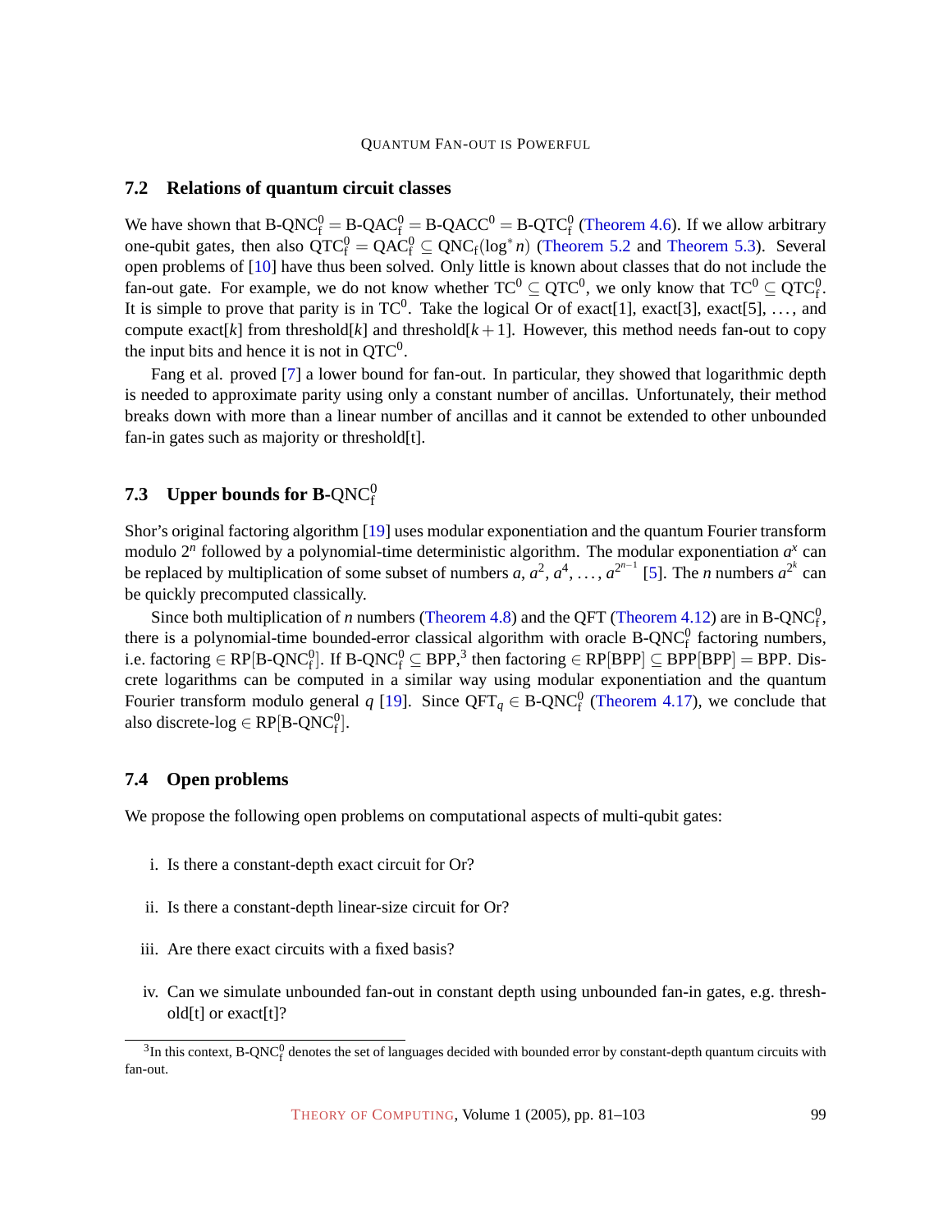### 7.2 Relations of quantum circuit classes

We have shown that $\text{B-QNC}^0_\text{f} = \text{B-QAC}^0_\text{f} = \text{B-QACC}^0 = \text{B-QTC}^0_\text{f}$ (Theorem 4.6). If we allow arbitrary one-qubit gates, then also $\text{QTC}^0_\text{f} = \text{QAC}^0_\text{f} \subseteq \text{QNC}_\text{f}(\log^* n)$ (Theorem 5.2 and Theorem 5.3). Several open problems of [10] have thus been solved. Only little is known about classes that do not include the fan-out gate. For example, we do not know whether $\text{TC}^0 \subseteq \text{QTC}^0$, we only know that $\text{TC}^0 \subseteq \text{QTC}^0_\text{f}$. It is simple to prove that parity is in $\text{TC}^0$. Take the logical Or of exact[1], exact[3], exact[5], …, and compute exact[$k$] from threshold[$k$] and threshold[$k+1$]. However, this method needs fan-out to copy the input bits and hence it is not in $\text{QTC}^0$.

Fang et al. proved [7] a lower bound for fan-out. In particular, they showed that logarithmic depth is needed to approximate parity using only a constant number of ancillas. Unfortunately, their method breaks down with more than a linear number of ancillas and it cannot be extended to other unbounded fan-in gates such as majority or threshold[t].

### 7.3 Upper bounds for B-$\text{QNC}^0_\text{f}$

Shor's original factoring algorithm [19] uses modular exponentiation and the quantum Fourier transform modulo $2^n$ followed by a polynomial-time deterministic algorithm. The modular exponentiation $a^x$ can be replaced by multiplication of some subset of numbers $a, a^2, a^4, \ldots, a^{2^{n-1}}$ [5]. The $n$ numbers $a^{2^k}$ can be quickly precomputed classically.

Since both multiplication of $n$ numbers (Theorem 4.8) and the QFT (Theorem 4.12) are in $\text{B-QNC}^0_\text{f}$, there is a polynomial-time bounded-error classical algorithm with oracle $\text{B-QNC}^0_\text{f}$ factoring numbers, i.e. factoring $\in \text{RP}[\text{B-QNC}^0_\text{f}]$. If $\text{B-QNC}^0_\text{f} \subseteq \text{BPP}$,[3] then factoring $\in \text{RP}[\text{BPP}] \subseteq \text{BPP}[\text{BPP}] = \text{BPP}$. Discrete logarithms can be computed in a similar way using modular exponentiation and the quantum Fourier transform modulo general $q$ [19]. Since $\text{QFT}_q \in \text{B-QNC}^0_\text{f}$ (Theorem 4.17), we conclude that also discrete-log $\in \text{RP}[\text{B-QNC}^0_\text{f}]$.

### 7.4 Open problems

We propose the following open problems on computational aspects of multi-qubit gates:

i. Is there a constant-depth exact circuit for Or?

ii. Is there a constant-depth linear-size circuit for Or?

iii. Are there exact circuits with a fixed basis?

iv. Can we simulate unbounded fan-out in constant depth using unbounded fan-in gates, e.g. threshold[t] or exact[t]?

---

[3] In this context, $\text{B-QNC}^0_\text{f}$ denotes the set of languages decided with bounded error by constant-depth quantum circuits with fan-out.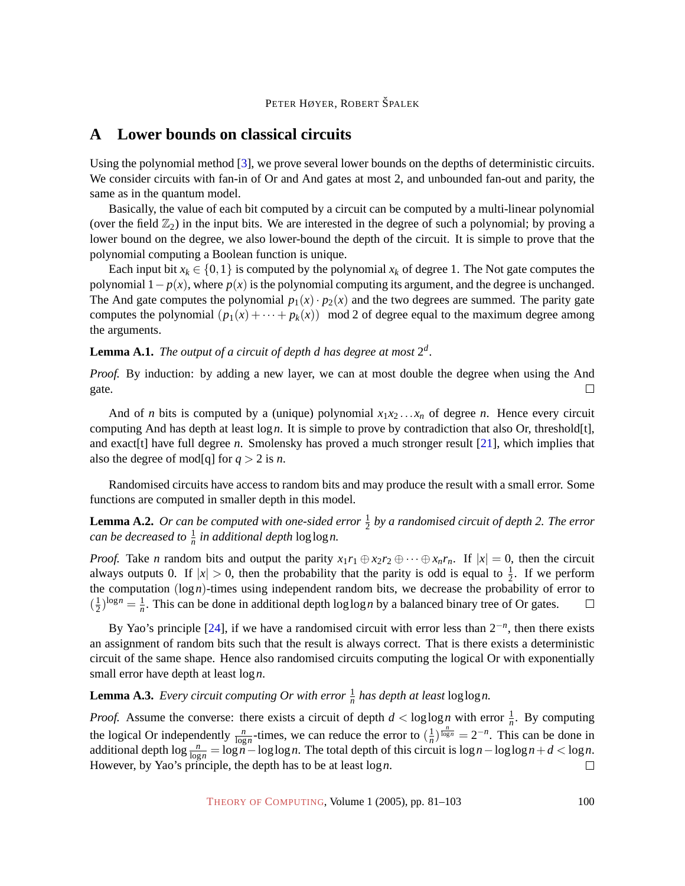# A Lower bounds on classical circuits

Using the polynomial method [3], we prove several lower bounds on the depths of deterministic circuits. We consider circuits with fan-in of Or and And gates at most 2, and unbounded fan-out and parity, the same as in the quantum model.

Basically, the value of each bit computed by a circuit can be computed by a multi-linear polynomial (over the field $\mathbb{Z}_2$) in the input bits. We are interested in the degree of such a polynomial; by proving a lower bound on the degree, we also lower-bound the depth of the circuit. It is simple to prove that the polynomial computing a Boolean function is unique.

Each input bit $x_k \in \{0,1\}$ is computed by the polynomial $x_k$ of degree 1. The Not gate computes the polynomial $1-p(x)$, where $p(x)$ is the polynomial computing its argument, and the degree is unchanged. The And gate computes the polynomial $p_1(x) \cdot p_2(x)$ and the two degrees are summed. The parity gate computes the polynomial $(p_1(x)+\cdots+p_k(x)) \mod 2$ of degree equal to the maximum degree among the arguments.

**Lemma A.1.** *The output of a circuit of depth $d$ has degree at most $2^d$.*

*Proof.* By induction: by adding a new layer, we can at most double the degree when using the And gate. □

And of $n$ bits is computed by a (unique) polynomial $x_1 x_2 \dots x_n$ of degree $n$. Hence every circuit computing And has depth at least $\log n$. It is simple to prove by contradiction that also Or, threshold[t], and exact[t] have full degree $n$. Smolensky has proved a much stronger result [21], which implies that also the degree of mod[q] for $q > 2$ is $n$.

Randomised circuits have access to random bits and may produce the result with a small error. Some functions are computed in smaller depth in this model.

**Lemma A.2.** *Or can be computed with one-sided error $\frac{1}{2}$ by a randomised circuit of depth 2. The error can be decreased to $\frac{1}{n}$ in additional depth $\log\log n$.*

*Proof.* Take $n$ random bits and output the parity $x_1 r_1 \oplus x_2 r_2 \oplus \cdots \oplus x_n r_n$. If $|x| = 0$, then the circuit always outputs 0. If $|x| > 0$, then the probability that the parity is odd is equal to $\frac{1}{2}$. If we perform the computation $(\log n)$-times using independent random bits, we decrease the probability of error to $(\frac{1}{2})^{\log n} = \frac{1}{n}$. This can be done in additional depth $\log\log n$ by a balanced binary tree of Or gates. □

By Yao's principle [24], if we have a randomised circuit with error less than $2^{-n}$, then there exists an assignment of random bits such that the result is always correct. That is there exists a deterministic circuit of the same shape. Hence also randomised circuits computing the logical Or with exponentially small error have depth at least $\log n$.

**Lemma A.3.** *Every circuit computing Or with error $\frac{1}{n}$ has depth at least $\log\log n$.*

*Proof.* Assume the converse: there exists a circuit of depth $d < \log\log n$ with error $\frac{1}{n}$. By computing the logical Or independently $\frac{n}{\log n}$-times, we can reduce the error to $(\frac{1}{n})^{\frac{n}{\log n}} = 2^{-n}$. This can be done in additional depth $\log \frac{n}{\log n} = \log n - \log\log n$. The total depth of this circuit is $\log n - \log\log n + d < \log n$. However, by Yao's principle, the depth has to be at least $\log n$. □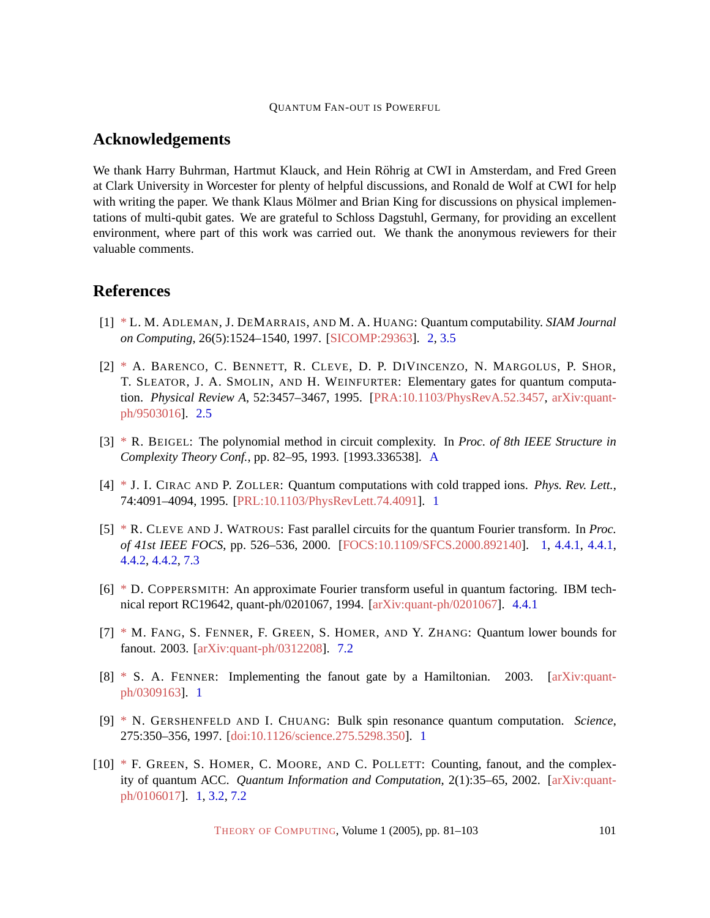## Acknowledgements

We thank Harry Buhrman, Hartmut Klauck, and Hein Röhrig at CWI in Amsterdam, and Fred Green at Clark University in Worcester for plenty of helpful discussions, and Ronald de Wolf at CWI for help with writing the paper. We thank Klaus Mölmer and Brian King for discussions on physical implementations of multi-qubit gates. We are grateful to Schloss Dagstuhl, Germany, for providing an excellent environment, where part of this work was carried out. We thank the anonymous reviewers for their valuable comments.

## References

[1] * L. M. ADLEMAN, J. DEMARRAIS, AND M. A. HUANG: Quantum computability. *SIAM Journal on Computing*, 26(5):1524–1540, 1997. [SICOMP:29363]. 2, 3.5

[2] * A. BARENCO, C. BENNETT, R. CLEVE, D. P. DIVINCENZO, N. MARGOLUS, P. SHOR, T. SLEATOR, J. A. SMOLIN, AND H. WEINFURTER: Elementary gates for quantum computation. *Physical Review A*, 52:3457–3467, 1995. [PRA:10.1103/PhysRevA.52.3457, arXiv:quant-ph/9503016]. 2.5

[3] * R. BEIGEL: The polynomial method in circuit complexity. In *Proc. of 8th IEEE Structure in Complexity Theory Conf.*, pp. 82–95, 1993. [1993.336538]. A

[4] * J. I. CIRAC AND P. ZOLLER: Quantum computations with cold trapped ions. *Phys. Rev. Lett.*, 74:4091–4094, 1995. [PRL:10.1103/PhysRevLett.74.4091]. 1

[5] * R. CLEVE AND J. WATROUS: Fast parallel circuits for the quantum Fourier transform. In *Proc. of 41st IEEE FOCS*, pp. 526–536, 2000. [FOCS:10.1109/SFCS.2000.892140]. 1, 4.4.1, 4.4.1, 4.4.2, 4.4.2, 7.3

[6] * D. COPPERSMITH: An approximate Fourier transform useful in quantum factoring. IBM technical report RC19642, quant-ph/0201067, 1994. [arXiv:quant-ph/0201067]. 4.4.1

[7] * M. FANG, S. FENNER, F. GREEN, S. HOMER, AND Y. ZHANG: Quantum lower bounds for fanout. 2003. [arXiv:quant-ph/0312208]. 7.2

[8] * S. A. FENNER: Implementing the fanout gate by a Hamiltonian. 2003. [arXiv:quant-ph/0309163]. 1

[9] * N. GERSHENFELD AND I. CHUANG: Bulk spin resonance quantum computation. *Science*, 275:350–356, 1997. [doi:10.1126/science.275.5298.350]. 1

[10] * F. GREEN, S. HOMER, C. MOORE, AND C. POLLETT: Counting, fanout, and the complexity of quantum ACC. *Quantum Information and Computation*, 2(1):35–65, 2002. [arXiv:quant-ph/0106017]. 1, 3.2, 7.2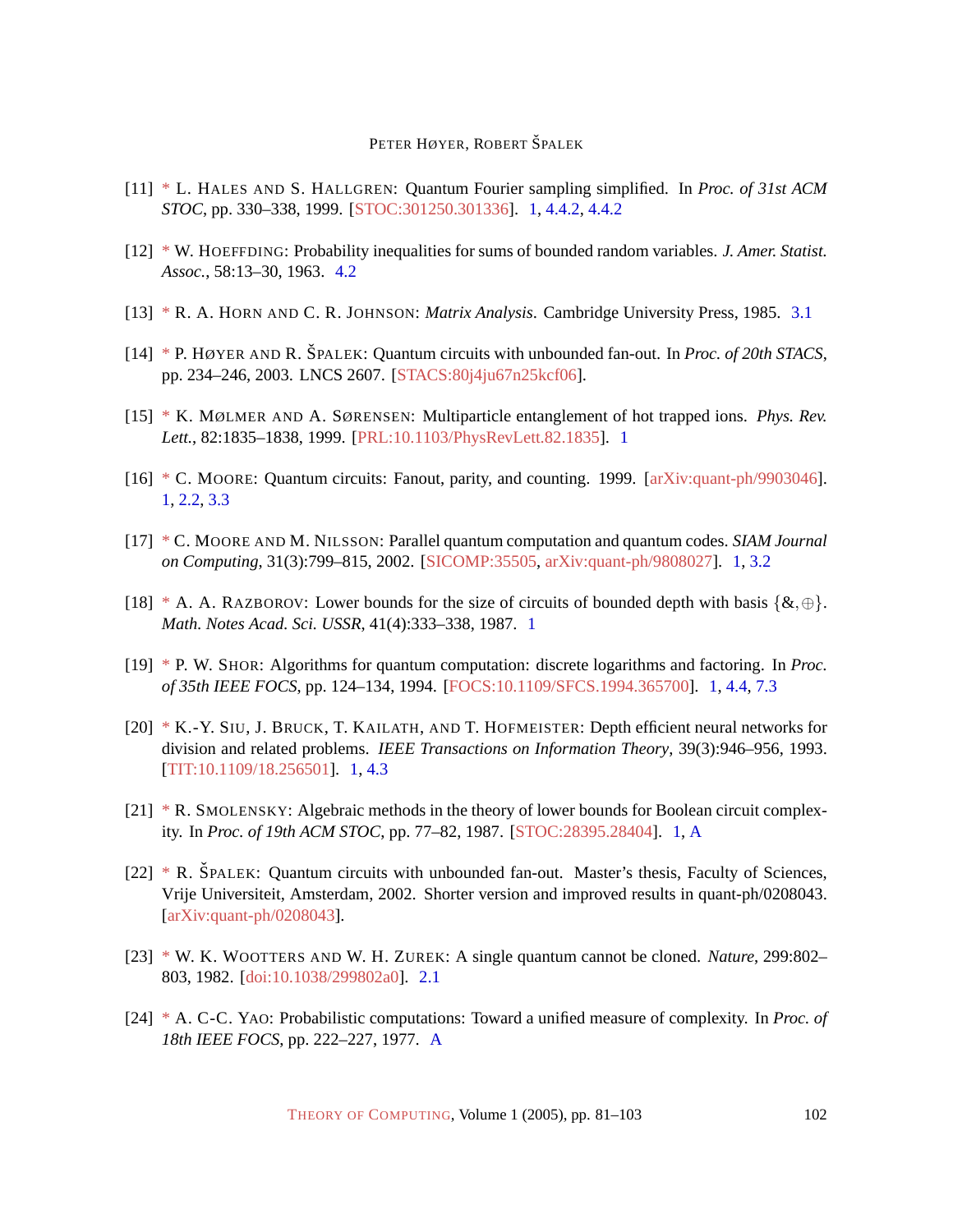[11] * L. Hales and S. Hallgren: Quantum Fourier sampling simplified. In *Proc. of 31st ACM STOC*, pp. 330–338, 1999. [STOC:301250.301336]. 1, 4.4.2, 4.4.2

[12] * W. Hoeffding: Probability inequalities for sums of bounded random variables. *J. Amer. Statist. Assoc.*, 58:13–30, 1963. 4.2

[13] * R. A. Horn and C. R. Johnson: *Matrix Analysis*. Cambridge University Press, 1985. 3.1

[14] * P. Høyer and R. Špalek: Quantum circuits with unbounded fan-out. In *Proc. of 20th STACS*, pp. 234–246, 2003. LNCS 2607. [STACS:80j4ju67n25kcf06].

[15] * K. Mølmer and A. Sørensen: Multiparticle entanglement of hot trapped ions. *Phys. Rev. Lett.*, 82:1835–1838, 1999. [PRL:10.1103/PhysRevLett.82.1835]. 1

[16] * C. Moore: Quantum circuits: Fanout, parity, and counting. 1999. [arXiv:quant-ph/9903046]. 1, 2.2, 3.3

[17] * C. Moore and M. Nilsson: Parallel quantum computation and quantum codes. *SIAM Journal on Computing*, 31(3):799–815, 2002. [SICOMP:35505, arXiv:quant-ph/9808027]. 1, 3.2

[18] * A. A. Razborov: Lower bounds for the size of circuits of bounded depth with basis $\{\&, \oplus\}$. *Math. Notes Acad. Sci. USSR*, 41(4):333–338, 1987. 1

[19] * P. W. Shor: Algorithms for quantum computation: discrete logarithms and factoring. In *Proc. of 35th IEEE FOCS*, pp. 124–134, 1994. [FOCS:10.1109/SFCS.1994.365700]. 1, 4.4, 7.3

[20] * K.-Y. Siu, J. Bruck, T. Kailath, and T. Hofmeister: Depth efficient neural networks for division and related problems. *IEEE Transactions on Information Theory*, 39(3):946–956, 1993. [TIT:10.1109/18.256501]. 1, 4.3

[21] * R. Smolensky: Algebraic methods in the theory of lower bounds for Boolean circuit complexity. In *Proc. of 19th ACM STOC*, pp. 77–82, 1987. [STOC:28395.28404]. 1, A

[22] * R. Špalek: Quantum circuits with unbounded fan-out. Master's thesis, Faculty of Sciences, Vrije Universiteit, Amsterdam, 2002. Shorter version and improved results in quant-ph/0208043. [arXiv:quant-ph/0208043].

[23] * W. K. Wootters and W. H. Zurek: A single quantum cannot be cloned. *Nature*, 299:802–803, 1982. [doi:10.1038/299802a0]. 2.1

[24] * A. C-C. Yao: Probabilistic computations: Toward a unified measure of complexity. In *Proc. of 18th IEEE FOCS*, pp. 222–227, 1977. A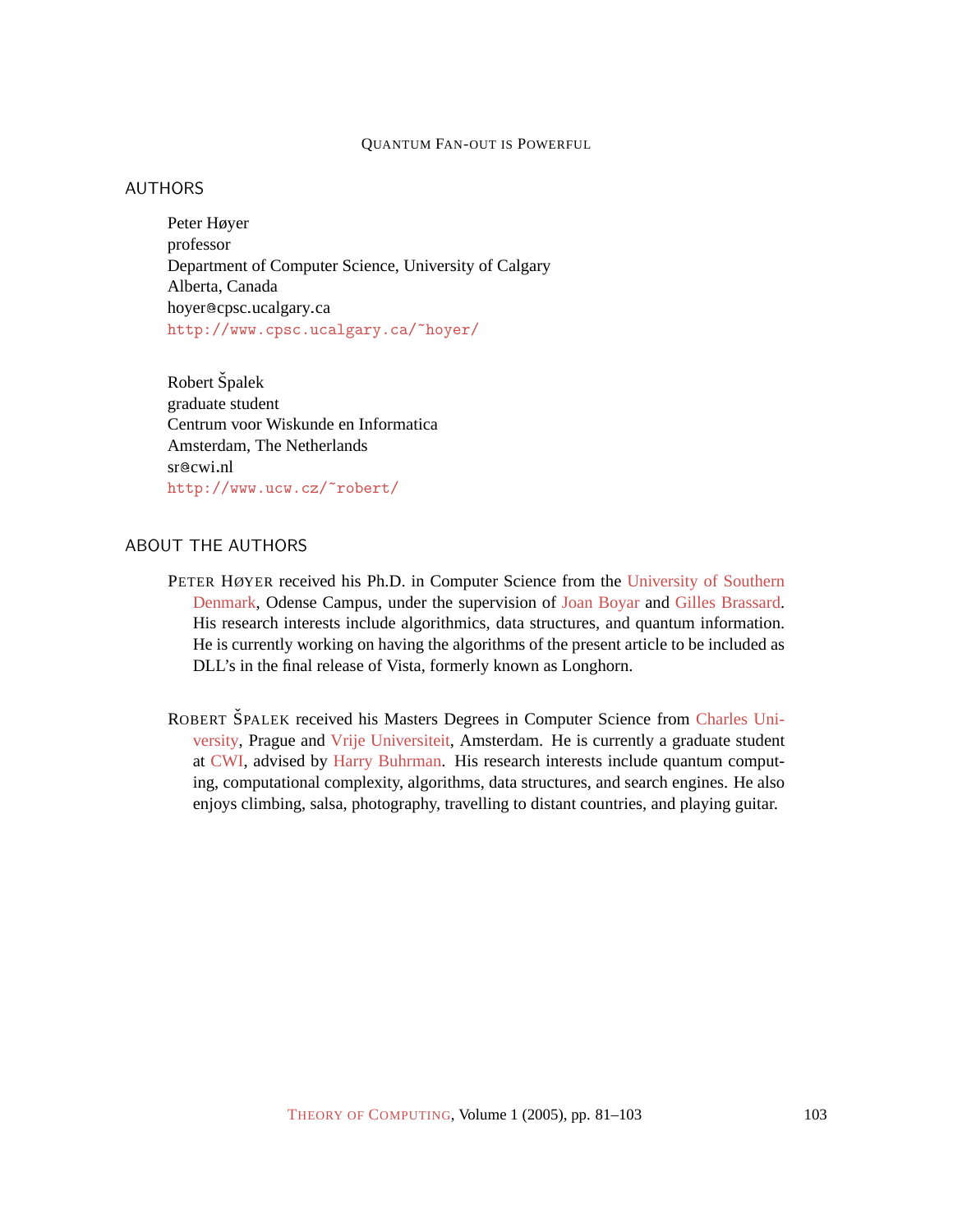## AUTHORS

Peter Høyer
professor
Department of Computer Science, University of Calgary
Alberta, Canada
hoyer@cpsc.ucalgary.ca
http://www.cpsc.ucalgary.ca/~hoyer/

Robert Špalek
graduate student
Centrum voor Wiskunde en Informatica
Amsterdam, The Netherlands
sr@cwi.nl
http://www.ucw.cz/~robert/

## ABOUT THE AUTHORS

PETER HØYER received his Ph.D. in Computer Science from the University of Southern Denmark, Odense Campus, under the supervision of Joan Boyar and Gilles Brassard. His research interests include algorithmics, data structures, and quantum information. He is currently working on having the algorithms of the present article to be included as DLL's in the final release of Vista, formerly known as Longhorn.

ROBERT ŠPALEK received his Masters Degrees in Computer Science from Charles University, Prague and Vrije Universiteit, Amsterdam. He is currently a graduate student at CWI, advised by Harry Buhrman. His research interests include quantum computing, computational complexity, algorithms, data structures, and search engines. He also enjoys climbing, salsa, photography, travelling to distant countries, and playing guitar.